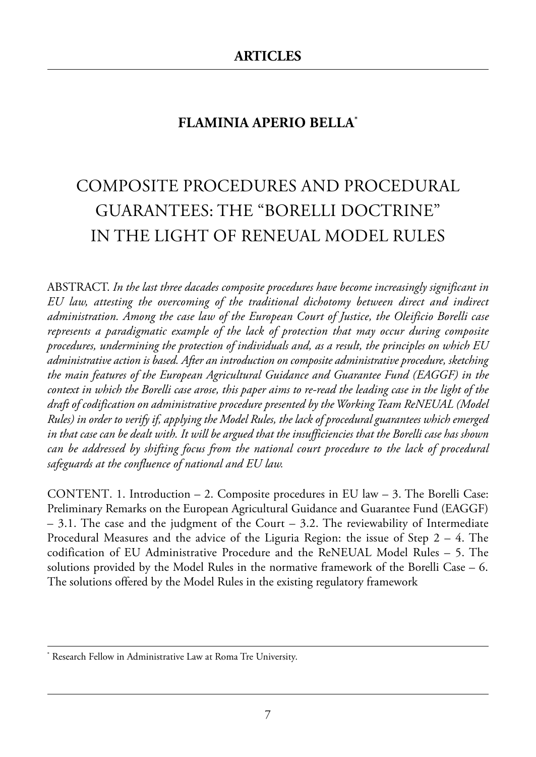## ARTICLES

### FLAMINIA APERIO BELLA*

# COMPOSITE PROCEDURES AND PROCEDURAL GUARANTEES: THE "BORELLI DOCTRINE" IN THE LIGHT OF RENEUAL MODEL RULES

ABSTRACT. *In the last three dacades composite procedures have become increasingly significant in EU law, attesting the overcoming of the traditional dichotomy between direct and indirect administration. Among the case law of the European Court of Justice, the Oleificio Borelli case represents a paradigmatic example of the lack of protection that may occur during composite procedures, undermining the protection of individuals and, as a result, the principles on which EU administrative action is based. After an introduction on composite administrative procedure, sketching the main features of the European Agricultural Guidance and Guarantee Fund (EAGGF) in the context in which the Borelli case arose, this paper aims to re-read the leading case in the light of the draft of codification on administrative procedure presented by the Working Team ReNEUAL (Model Rules) in order to verify if, applying the Model Rules, the lack of procedural guarantees which emerged in that case can be dealt with. It will be argued that the insufficiencies that the Borelli case has shown can be addressed by shifting focus from the national court procedure to the lack of procedural safeguards at the confluence of national and EU law.*

CONTENT. 1. Introduction – 2. Composite procedures in EU law – 3. The Borelli Case: Preliminary Remarks on the European Agricultural Guidance and Guarantee Fund (EAGGF) – 3.1. The case and the judgment of the Court – 3.2. The reviewability of Intermediate Procedural Measures and the advice of the Liguria Region: the issue of Step 2 – 4. The codification of EU Administrative Procedure and the ReNEUAL Model Rules – 5. The solutions provided by the Model Rules in the normative framework of the Borelli Case – 6. The solutions offered by the Model Rules in the existing regulatory framework

---

* Research Fellow in Administrative Law at Roma Tre University.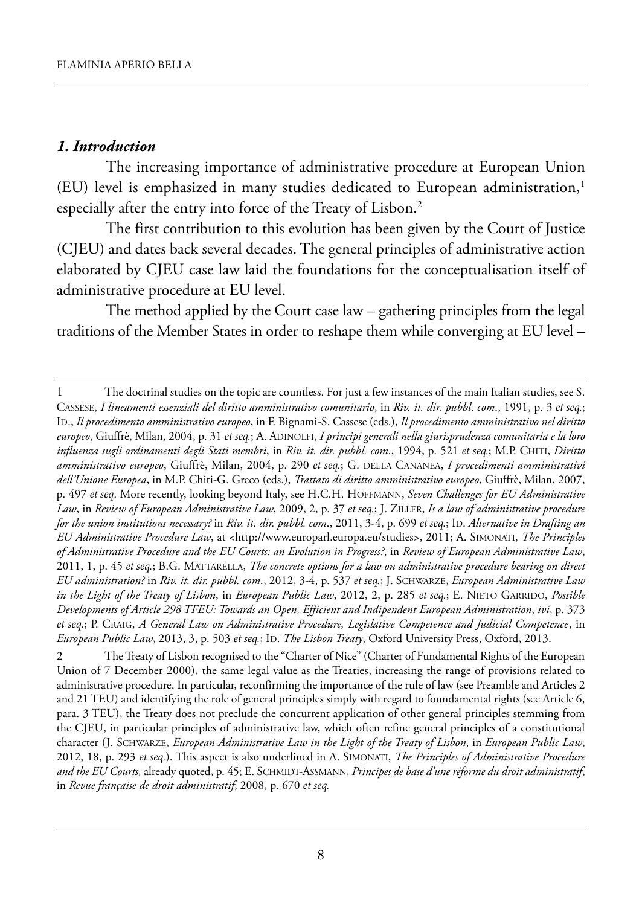## *1. Introduction*

The increasing importance of administrative procedure at European Union (EU) level is emphasized in many studies dedicated to European administration,[1] especially after the entry into force of the Treaty of Lisbon.[2]

The first contribution to this evolution has been given by the Court of Justice (CJEU) and dates back several decades. The general principles of administrative action elaborated by CJEU case law laid the foundations for the conceptualisation itself of administrative procedure at EU level.

The method applied by the Court case law – gathering principles from the legal traditions of the Member States in order to reshape them while converging at EU level –

---

1 The doctrinal studies on the topic are countless. For just a few instances of the main Italian studies, see S. Cassese, *I lineamenti essenziali del diritto amministrativo comunitario*, in *Riv. it. dir. pubbl. com.*, 1991, p. 3 *et seq.*; Id., *Il procedimento amministrativo europeo*, in F. Bignami-S. Cassese (eds.), *Il procedimento amministrativo nel diritto europeo*, Giuffrè, Milan, 2004, p. 31 *et seq.*; A. Adinolfi, *I principi generali nella giurisprudenza comunitaria e la loro influenza sugli ordinamenti degli Stati membri*, in *Riv. it. dir. pubbl. com.*, 1994, p. 521 *et seq.*; M.P. Chiti, *Diritto amministrativo europeo*, Giuffrè, Milan, 2004, p. 290 *et seq.*; G. della Cananea, *I procedimenti amministrativi dell'Unione Europea*, in M.P. Chiti-G. Greco (eds.), *Trattato di diritto amministrativo europeo*, Giuffrè, Milan, 2007, p. 497 *et seq*. More recently, looking beyond Italy, see H.C.H. Hoffmann, *Seven Challenges for EU Administrative Law*, in *Review of European Administrative Law*, 2009, 2, p. 37 *et seq.*; J. Ziller, *Is a law of administrative procedure for the union institutions necessary?* in *Riv. it. dir. pubbl. com.*, 2011, 3-4, p. 699 *et seq.*; Id. *Alternative in Drafting an EU Administrative Procedure Law*, at <http://www.europarl.europa.eu/studies>, 2011; A. Simonati, *The Principles of Administrative Procedure and the EU Courts: an Evolution in Progress?*, in *Review of European Administrative Law*, 2011, 1, p. 45 *et seq.*; B.G. Mattarella, *The concrete options for a law on administrative procedure bearing on direct EU administration?* in *Riv. it. dir. pubbl. com.*, 2012, 3-4, p. 537 *et seq.*; J. Schwarze, *European Administrative Law in the Light of the Treaty of Lisbon*, in *European Public Law*, 2012, 2, p. 285 *et seq.*; E. Nieto Garrido, *Possible Developments of Article 298 TFEU: Towards an Open, Efficient and Indipendent European Administration*, *ivi*, p. 373 *et seq.*; P. Craig, *A General Law on Administrative Procedure, Legislative Competence and Judicial Competence*, in *European Public Law*, 2013, 3, p. 503 *et seq.*; Id. *The Lisbon Treaty*, Oxford University Press, Oxford, 2013.

2 The Treaty of Lisbon recognised to the "Charter of Nice" (Charter of Fundamental Rights of the European Union of 7 December 2000), the same legal value as the Treaties, increasing the range of provisions related to administrative procedure. In particular, reconfirming the importance of the rule of law (see Preamble and Articles 2 and 21 TEU) and identifying the role of general principles simply with regard to foundamental rights (see Article 6, para. 3 TEU), the Treaty does not preclude the concurrent application of other general principles stemming from the CJEU, in particular principles of administrative law, which often refine general principles of a constitutional character (J. Schwarze, *European Administrative Law in the Light of the Treaty of Lisbon*, in *European Public Law*, 2012, 18, p. 293 *et seq.*). This aspect is also underlined in A. Simonati, *The Principles of Administrative Procedure and the EU Courts,* already quoted, p. 45; E. Schmidt-Assmann, *Principes de base d'une réforme du droit administratif*, in *Revue française de droit administratif*, 2008, p. 670 *et seq.*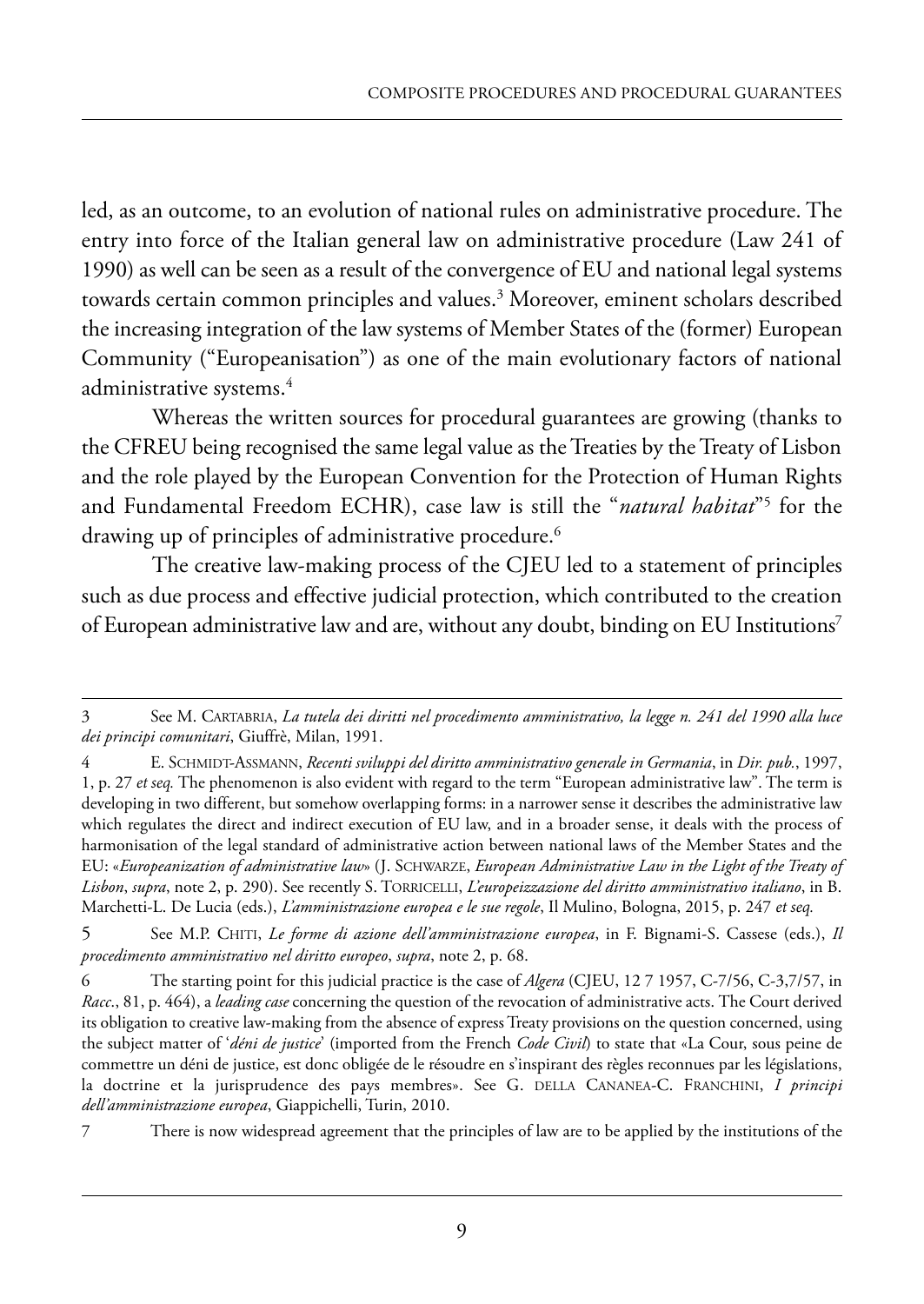led, as an outcome, to an evolution of national rules on administrative procedure. The entry into force of the Italian general law on administrative procedure (Law 241 of 1990) as well can be seen as a result of the convergence of EU and national legal systems towards certain common principles and values.[3] Moreover, eminent scholars described the increasing integration of the law systems of Member States of the (former) European Community ("Europeanisation") as one of the main evolutionary factors of national administrative systems.[4]

Whereas the written sources for procedural guarantees are growing (thanks to the CFREU being recognised the same legal value as the Treaties by the Treaty of Lisbon and the role played by the European Convention for the Protection of Human Rights and Fundamental Freedom ECHR), case law is still the "*natural habitat*"[5] for the drawing up of principles of administrative procedure.[6]

The creative law-making process of the CJEU led to a statement of principles such as due process and effective judicial protection, which contributed to the creation of European administrative law and are, without any doubt, binding on EU Institutions[7]

---

3 See M. Cartabria, *La tutela dei diritti nel procedimento amministrativo, la legge n. 241 del 1990 alla luce dei principi comunitari*, Giuffrè, Milan, 1991.

4 E. Schmidt-Assmann, *Recenti sviluppi del diritto amministrativo generale in Germania*, in *Dir. pub.*, 1997, 1, p. 27 *et seq.* The phenomenon is also evident with regard to the term "European administrative law". The term is developing in two different, but somehow overlapping forms: in a narrower sense it describes the administrative law which regulates the direct and indirect execution of EU law, and in a broader sense, it deals with the process of harmonisation of the legal standard of administrative action between national laws of the Member States and the EU: «*Europeanization of administrative law*» (J. Schwarze, *European Administrative Law in the Light of the Treaty of Lisbon*, *supra*, note 2, p. 290). See recently S. Torricelli, *L'europeizzazione del diritto amministrativo italiano*, in B. Marchetti-L. De Lucia (eds.), *L'amministrazione europea e le sue regole*, Il Mulino, Bologna, 2015, p. 247 *et seq.*

5 See M.P. Chiti, *Le forme di azione dell'amministrazione europea*, in F. Bignami-S. Cassese (eds.), *Il procedimento amministrativo nel diritto europeo*, *supra*, note 2, p. 68.

6 The starting point for this judicial practice is the case of *Algera* (CJEU, 12 7 1957, C-7/56, C-3,7/57, in *Racc.*, 81, p. 464), a *leading case* concerning the question of the revocation of administrative acts. The Court derived its obligation to creative law-making from the absence of express Treaty provisions on the question concerned, using the subject matter of '*déni de justice*' (imported from the French *Code Civil*) to state that «La Cour, sous peine de commettre un déni de justice, est donc obligée de le résoudre en s'inspirant des règles reconnues par les législations, la doctrine et la jurisprudence des pays membres». See G. della Cananea-C. Franchini, *I principi dell'amministrazione europea*, Giappichelli, Turin, 2010.

7 There is now widespread agreement that the principles of law are to be applied by the institutions of the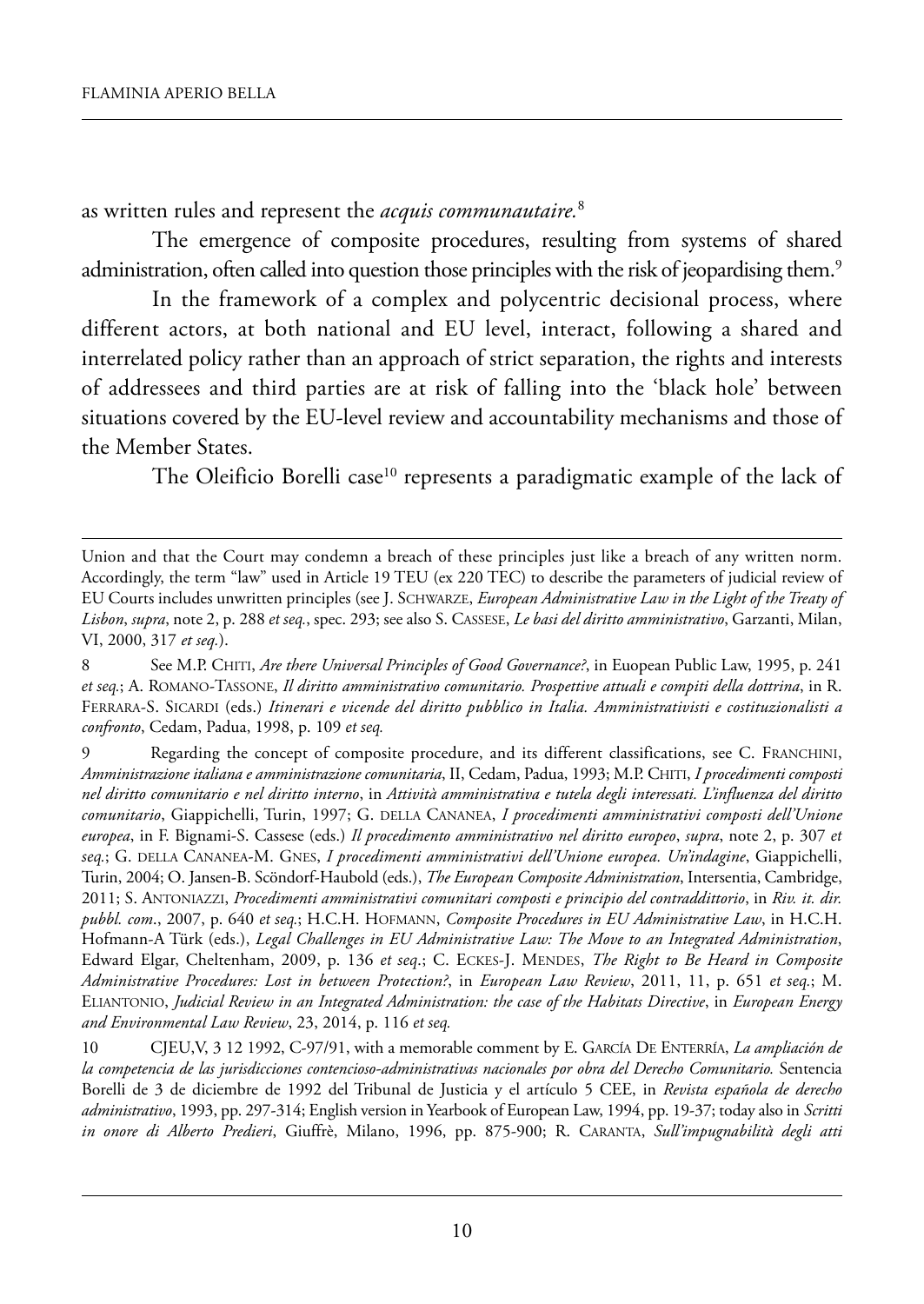as written rules and represent the *acquis communautaire*.[8]

The emergence of composite procedures, resulting from systems of shared administration, often called into question those principles with the risk of jeopardising them.[9]

In the framework of a complex and polycentric decisional process, where different actors, at both national and EU level, interact, following a shared and interrelated policy rather than an approach of strict separation, the rights and interests of addressees and third parties are at risk of falling into the 'black hole' between situations covered by the EU-level review and accountability mechanisms and those of the Member States.

The Oleificio Borelli case[10] represents a paradigmatic example of the lack of

---

Union and that the Court may condemn a breach of these principles just like a breach of any written norm. Accordingly, the term "law" used in Article 19 TEU (ex 220 TEC) to describe the parameters of judicial review of EU Courts includes unwritten principles (see J. SCHWARZE, *European Administrative Law in the Light of the Treaty of Lisbon*, *supra*, note 2, p. 288 *et seq.*, spec. 293; see also S. CASSESE, *Le basi del diritto amministrativo*, Garzanti, Milan, VI, 2000, 317 *et seq.*).

8 See M.P. CHITI, *Are there Universal Principles of Good Governance?*, in Euopean Public Law, 1995, p. 241 *et seq.*; A. ROMANO-TASSONE, *Il diritto amministrativo comunitario. Prospettive attuali e compiti della dottrina*, in R. FERRARA-S. SICARDI (eds.) *Itinerari e vicende del diritto pubblico in Italia. Amministrativisti e costituzionalisti a confronto*, Cedam, Padua, 1998, p. 109 *et seq.*

9 Regarding the concept of composite procedure, and its different classifications, see C. FRANCHINI, *Amministrazione italiana e amministrazione comunitaria*, II, Cedam, Padua, 1993; M.P. CHITI, *I procedimenti composti nel diritto comunitario e nel diritto interno*, in *Attività amministrativa e tutela degli interessati. L'influenza del diritto comunitario*, Giappichelli, Turin, 1997; G. DELLA CANANEA, *I procedimenti amministrativi composti dell'Unione europea*, in F. Bignami-S. Cassese (eds.) *Il procedimento amministrativo nel diritto europeo*, *supra*, note 2, p. 307 *et seq.*; G. DELLA CANANEA-M. GNES, *I procedimenti amministrativi dell'Unione europea. Un'indagine*, Giappichelli, Turin, 2004; O. Jansen-B. Scöndorf-Haubold (eds.), *The European Composite Administration*, Intersentia, Cambridge, 2011; S. ANTONIAZZI, *Procedimenti amministrativi comunitari composti e principio del contraddittorio*, in *Riv. it. dir. pubbl. com.*, 2007, p. 640 *et seq.*; H.C.H. HOFMANN, *Composite Procedures in EU Administrative Law*, in H.C.H. Hofmann-A Türk (eds.), *Legal Challenges in EU Administrative Law: The Move to an Integrated Administration*, Edward Elgar, Cheltenham, 2009, p. 136 *et seq.*; C. ECKES-J. MENDES, *The Right to Be Heard in Composite Administrative Procedures: Lost in between Protection?*, in *European Law Review*, 2011, 11, p. 651 *et seq.*; M. ELIANTONIO, *Judicial Review in an Integrated Administration: the case of the Habitats Directive*, in *European Energy and Environmental Law Review*, 23, 2014, p. 116 *et seq.*

10 CJEU,V, 3 12 1992, C-97/91, with a memorable comment by E. GARCÍA DE ENTERRÍA, *La ampliación de la competencia de las jurisdicciones contencioso-administrativas nacionales por obra del Derecho Comunitario.* Sentencia Borelli de 3 de diciembre de 1992 del Tribunal de Justicia y el artículo 5 CEE, in *Revista española de derecho administrativo*, 1993, pp. 297-314; English version in Yearbook of European Law, 1994, pp. 19-37; today also in *Scritti in onore di Alberto Predieri*, Giuffrè, Milano, 1996, pp. 875-900; R. CARANTA, *Sull'impugnabilità degli atti*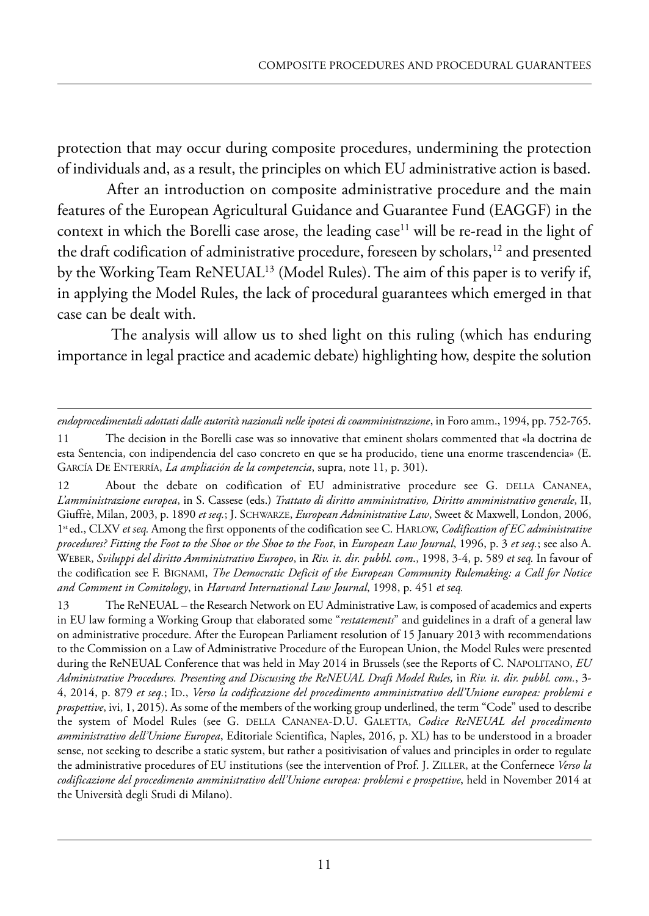protection that may occur during composite procedures, undermining the protection of individuals and, as a result, the principles on which EU administrative action is based.

After an introduction on composite administrative procedure and the main features of the European Agricultural Guidance and Guarantee Fund (EAGGF) in the context in which the Borelli case arose, the leading case[11] will be re-read in the light of the draft codification of administrative procedure, foreseen by scholars,[12] and presented by the Working Team ReNEUAL[13] (Model Rules). The aim of this paper is to verify if, in applying the Model Rules, the lack of procedural guarantees which emerged in that case can be dealt with.

The analysis will allow us to shed light on this ruling (which has enduring importance in legal practice and academic debate) highlighting how, despite the solution

---

*endoprocedimentali adottati dalle autorità nazionali nelle ipotesi di coamministrazione*, in Foro amm., 1994, pp. 752-765.

11 The decision in the Borelli case was so innovative that eminent sholars commented that «la doctrina de esta Sentencia, con indipendencia del caso concreto en que se ha producido, tiene una enorme trascendencia» (E. García De Enterría, *La ampliación de la competencia*, supra, note 11, p. 301).

12 About the debate on codification of EU administrative procedure see G. della Cananea, *L'amministrazione europea*, in S. Cassese (eds.) *Trattato di diritto amministrativo, Diritto amministrativo generale*, II, Giuffrè, Milan, 2003, p. 1890 *et seq.*; J. Schwarze, *European Administrative Law*, Sweet & Maxwell, London, 2006, 1st ed., CLXV *et seq.* Among the first opponents of the codification see C. Harlow, *Codification of EC administrative procedures? Fitting the Foot to the Shoe or the Shoe to the Foot*, in *European Law Journal*, 1996, p. 3 *et seq.*; see also A. Weber, *Sviluppi del diritto Amministrativo Europeo*, in *Riv. it. dir. pubbl. com.*, 1998, 3-4, p. 589 *et seq.* In favour of the codification see F. Bignami, *The Democratic Deficit of the European Community Rulemaking: a Call for Notice and Comment in Comitology*, in *Harvard International Law Journal*, 1998, p. 451 *et seq.*

13 The ReNEUAL – the Research Network on EU Administrative Law, is composed of academics and experts in EU law forming a Working Group that elaborated some "*restatements*" and guidelines in a draft of a general law on administrative procedure. After the European Parliament resolution of 15 January 2013 with recommendations to the Commission on a Law of Administrative Procedure of the European Union, the Model Rules were presented during the ReNEUAL Conference that was held in May 2014 in Brussels (see the Reports of C. Napolitano, *EU Administrative Procedures. Presenting and Discussing the ReNEUAL Draft Model Rules,* in *Riv. it. dir. pubbl. com.*, 3-4, 2014, p. 879 *et seq.*; Id., *Verso la codificazione del procedimento amministrativo dell'Unione europea: problemi e prospettive*, ivi, 1, 2015). As some of the members of the working group underlined, the term "Code" used to describe the system of Model Rules (see G. della Cananea-D.U. Galetta, *Codice ReNEUAL del procedimento amministrativo dell'Unione Europea*, Editoriale Scientifica, Naples, 2016, p. XL) has to be understood in a broader sense, not seeking to describe a static system, but rather a positivisation of values and principles in order to regulate the administrative procedures of EU institutions (see the intervention of Prof. J. Ziller, at the Confernece *Verso la codificazione del procedimento amministrativo dell'Unione europea: problemi e prospettive*, held in November 2014 at the Università degli Studi di Milano).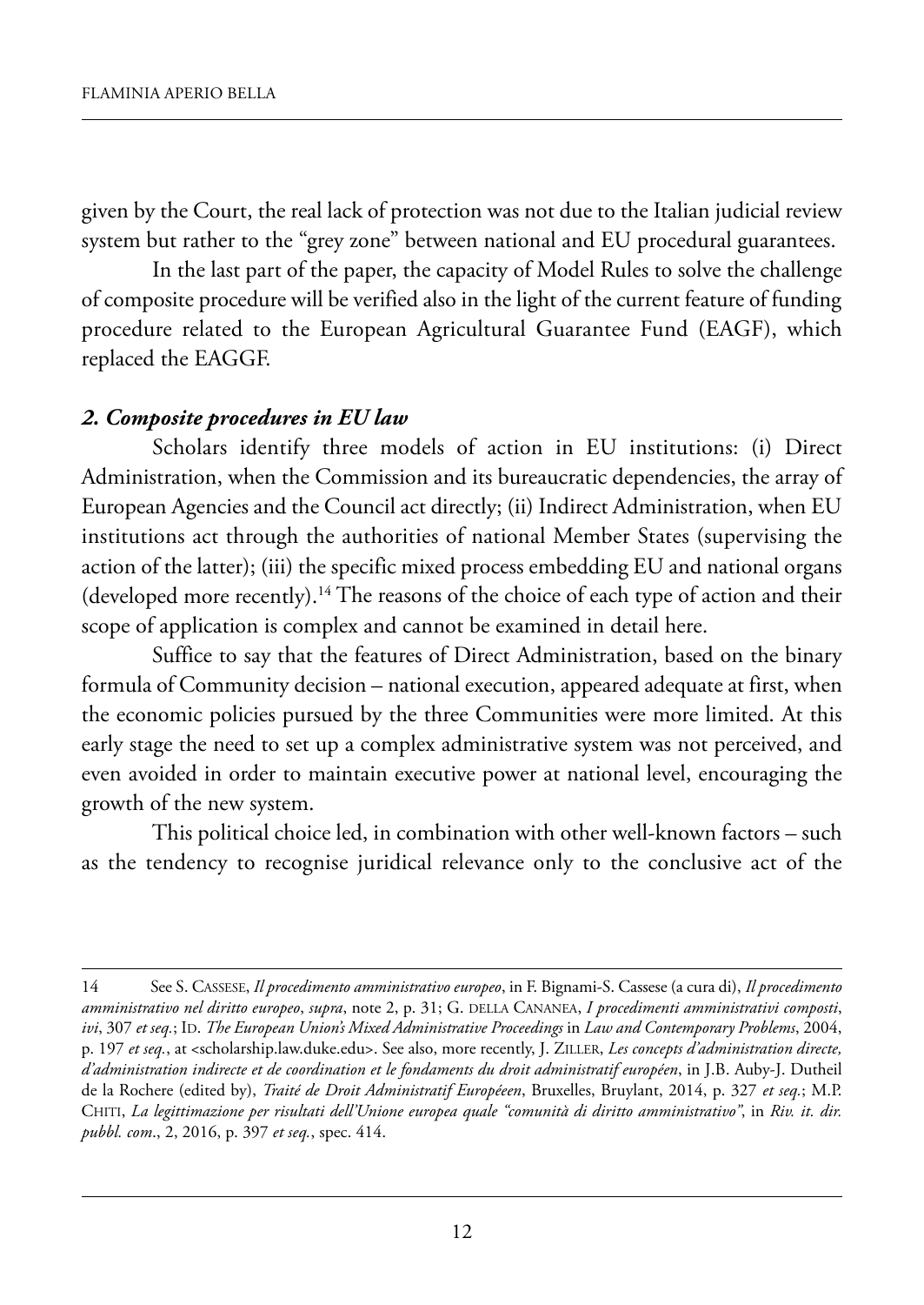given by the Court, the real lack of protection was not due to the Italian judicial review system but rather to the "grey zone" between national and EU procedural guarantees.

In the last part of the paper, the capacity of Model Rules to solve the challenge of composite procedure will be verified also in the light of the current feature of funding procedure related to the European Agricultural Guarantee Fund (EAGF), which replaced the EAGGF.

## *2. Composite procedures in EU law*

Scholars identify three models of action in EU institutions: (i) Direct Administration, when the Commission and its bureaucratic dependencies, the array of European Agencies and the Council act directly; (ii) Indirect Administration, when EU institutions act through the authorities of national Member States (supervising the action of the latter); (iii) the specific mixed process embedding EU and national organs (developed more recently).[14] The reasons of the choice of each type of action and their scope of application is complex and cannot be examined in detail here.

Suffice to say that the features of Direct Administration, based on the binary formula of Community decision – national execution, appeared adequate at first, when the economic policies pursued by the three Communities were more limited. At this early stage the need to set up a complex administrative system was not perceived, and even avoided in order to maintain executive power at national level, encouraging the growth of the new system.

This political choice led, in combination with other well-known factors – such as the tendency to recognise juridical relevance only to the conclusive act of the

---

14 See S. Cassese, *Il procedimento amministrativo europeo*, in F. Bignami-S. Cassese (a cura di), *Il procedimento amministrativo nel diritto europeo*, *supra*, note 2, p. 31; G. della Cananea, *I procedimenti amministrativi composti*, *ivi*, 307 *et seq.*; Id. *The European Union's Mixed Administrative Proceedings* in *Law and Contemporary Problems*, 2004, p. 197 *et seq.*, at <scholarship.law.duke.edu>. See also, more recently, J. Ziller, *Les concepts d'administration directe, d'administration indirecte et de coordination et le fondaments du droit administratif européen*, in J.B. Auby-J. Dutheil de la Rochere (edited by), *Traité de Droit Administratif Européen*, Bruxelles, Bruylant, 2014, p. 327 *et seq.*; M.P. Chiti, *La legittimazione per risultati dell'Unione europea quale "comunità di diritto amministrativo"*, in *Riv. it. dir. pubbl. com.*, 2, 2016, p. 397 *et seq.*, spec. 414.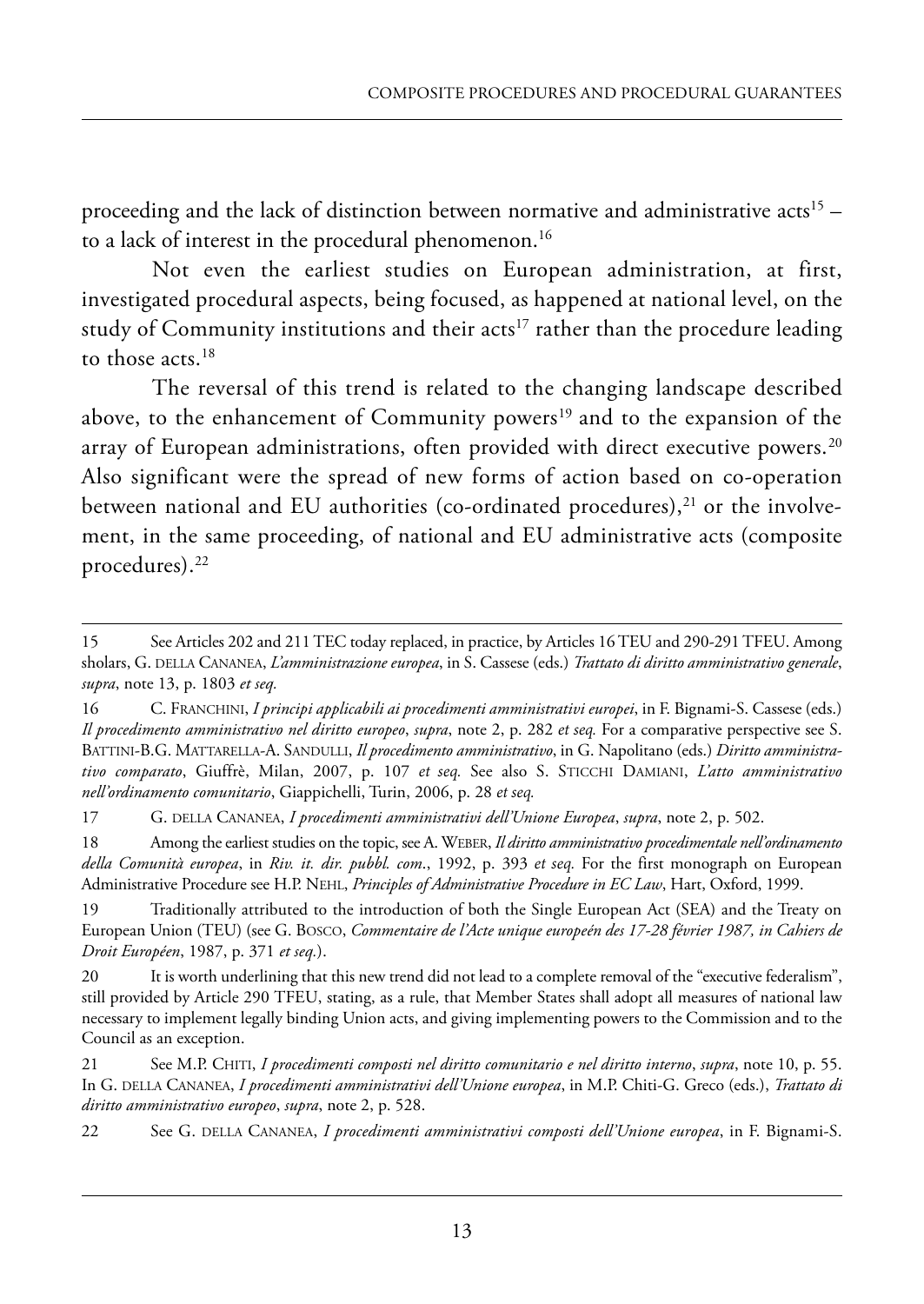proceeding and the lack of distinction between normative and administrative acts[15] – to a lack of interest in the procedural phenomenon.[16]

Not even the earliest studies on European administration, at first, investigated procedural aspects, being focused, as happened at national level, on the study of Community institutions and their acts[17] rather than the procedure leading to those acts.[18]

The reversal of this trend is related to the changing landscape described above, to the enhancement of Community powers[19] and to the expansion of the array of European administrations, often provided with direct executive powers.[20] Also significant were the spread of new forms of action based on co-operation between national and EU authorities (co-ordinated procedures),[21] or the involvement, in the same proceeding, of national and EU administrative acts (composite procedures).[22]

---

15 See Articles 202 and 211 TEC today replaced, in practice, by Articles 16 TEU and 290-291 TFEU. Among sholars, G. DELLA CANANEA, *L'amministrazione europea*, in S. Cassese (eds.) *Trattato di diritto amministrativo generale*, *supra*, note 13, p. 1803 *et seq.*

16 C. FRANCHINI, *I principi applicabili ai procedimenti amministrativi europei*, in F. Bignami-S. Cassese (eds.) *Il procedimento amministrativo nel diritto europeo*, *supra*, note 2, p. 282 *et seq.* For a comparative perspective see S. BATTINI-B.G. MATTARELLA-A. SANDULLI, *Il procedimento amministrativo*, in G. Napolitano (eds.) *Diritto amministrativo comparato*, Giuffrè, Milan, 2007, p. 107 *et seq.* See also S. STICCHI DAMIANI, *L'atto amministrativo nell'ordinamento comunitario*, Giappichelli, Turin, 2006, p. 28 *et seq.*

17 G. DELLA CANANEA, *I procedimenti amministrativi dell'Unione Europea*, *supra*, note 2, p. 502.

18 Among the earliest studies on the topic, see A. WEBER, *Il diritto amministrativo procedimentale nell'ordinamento della Comunità europea*, in *Riv. it. dir. pubbl. com.*, 1992, p. 393 *et seq.* For the first monograph on European Administrative Procedure see H.P. NEHL, *Principles of Administrative Procedure in EC Law*, Hart, Oxford, 1999.

19 Traditionally attributed to the introduction of both the Single European Act (SEA) and the Treaty on European Union (TEU) (see G. BOSCO, *Commentaire de l'Acte unique europeén des 17-28 février 1987, in Cahiers de Droit Européen*, 1987, p. 371 *et seq.*).

20 It is worth underlining that this new trend did not lead to a complete removal of the "executive federalism", still provided by Article 290 TFEU, stating, as a rule, that Member States shall adopt all measures of national law necessary to implement legally binding Union acts, and giving implementing powers to the Commission and to the Council as an exception.

21 See M.P. CHITI, *I procedimenti composti nel diritto comunitario e nel diritto interno*, *supra*, note 10, p. 55. In G. DELLA CANANEA, *I procedimenti amministrativi dell'Unione europea*, in M.P. Chiti-G. Greco (eds.), *Trattato di diritto amministrativo europeo*, *supra*, note 2, p. 528.

22 See G. DELLA CANANEA, *I procedimenti amministrativi composti dell'Unione europea*, in F. Bignami-S.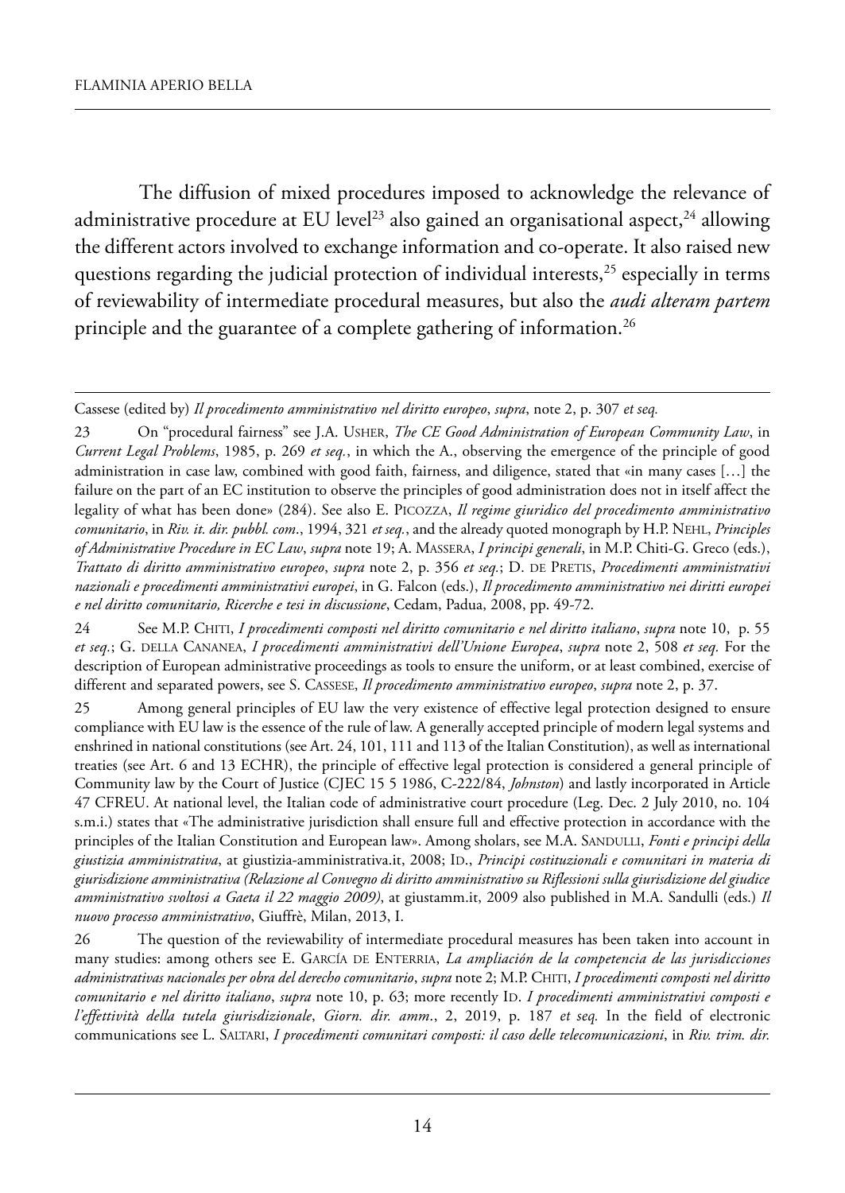The diffusion of mixed procedures imposed to acknowledge the relevance of administrative procedure at EU level[23] also gained an organisational aspect,[24] allowing the different actors involved to exchange information and co-operate. It also raised new questions regarding the judicial protection of individual interests,[25] especially in terms of reviewability of intermediate procedural measures, but also the *audi alteram partem* principle and the guarantee of a complete gathering of information.[26]

---

Cassese (edited by) *Il procedimento amministrativo nel diritto europeo*, *supra*, note 2, p. 307 *et seq.*

23 On "procedural fairness" see J.A. Usher, *The CE Good Administration of European Community Law*, in *Current Legal Problems*, 1985, p. 269 *et seq.*, in which the A., observing the emergence of the principle of good administration in case law, combined with good faith, fairness, and diligence, stated that «in many cases […] the failure on the part of an EC institution to observe the principles of good administration does not in itself affect the legality of what has been done» (284). See also E. Picozza, *Il regime giuridico del procedimento amministrativo comunitario*, in *Riv. it. dir. pubbl. com*., 1994, 321 *et seq.*, and the already quoted monograph by H.P. Nehl, *Principles of Administrative Procedure in EC Law*, *supra* note 19; A. Massera, *I principi generali*, in M.P. Chiti-G. Greco (eds.), *Trattato di diritto amministrativo europeo*, *supra* note 2, p. 356 *et seq.*; D. de Pretis, *Procedimenti amministrativi nazionali e procedimenti amministrativi europei*, in G. Falcon (eds.), *Il procedimento amministrativo nei diritti europei e nel diritto comunitario, Ricerche e tesi in discussione*, Cedam, Padua, 2008, pp. 49-72.

24 See M.P. Chiti, *I procedimenti composti nel diritto comunitario e nel diritto italiano*, *supra* note 10, p. 55 *et seq.*; G. della Cananea, *I procedimenti amministrativi dell'Unione Europea*, *supra* note 2, 508 *et seq.* For the description of European administrative proceedings as tools to ensure the uniform, or at least combined, exercise of different and separated powers, see S. Cassese, *Il procedimento amministrativo europeo*, *supra* note 2, p. 37.

25 Among general principles of EU law the very existence of effective legal protection designed to ensure compliance with EU law is the essence of the rule of law. A generally accepted principle of modern legal systems and enshrined in national constitutions (see Art. 24, 101, 111 and 113 of the Italian Constitution), as well as international treaties (see Art. 6 and 13 ECHR), the principle of effective legal protection is considered a general principle of Community law by the Court of Justice (CJEC 15 5 1986, C-222/84, *Johnston*) and lastly incorporated in Article 47 CFREU. At national level, the Italian code of administrative court procedure (Leg. Dec. 2 July 2010, no. 104 s.m.i.) states that «The administrative jurisdiction shall ensure full and effective protection in accordance with the principles of the Italian Constitution and European law». Among sholars, see M.A. Sandulli, *Fonti e principi della giustizia amministrativa*, at giustizia-amministrativa.it, 2008; Id., *Principi costituzionali e comunitari in materia di giurisdizione amministrativa (Relazione al Convegno di diritto amministrativo su Riflessioni sulla giurisdizione del giudice amministrativo svoltosi a Gaeta il 22 maggio 2009)*, at giustamm.it, 2009 also published in M.A. Sandulli (eds.) *Il nuovo processo amministrativo*, Giuffrè, Milan, 2013, I.

26 The question of the reviewability of intermediate procedural measures has been taken into account in many studies: among others see E. García de Enterria, *La ampliación de la competencia de las jurisdicciones administrativas nacionales por obra del derecho comunitario*, *supra* note 2; M.P. Chiti, *I procedimenti composti nel diritto comunitario e nel diritto italiano*, *supra* note 10, p. 63; more recently Id. *I procedimenti amministrativi composti e l'effettività della tutela giurisdizionale*, *Giorn. dir. amm*., 2, 2019, p. 187 *et seq.* In the field of electronic communications see L. Saltari, *I procedimenti comunitari composti: il caso delle telecomunicazioni*, in *Riv. trim. dir.*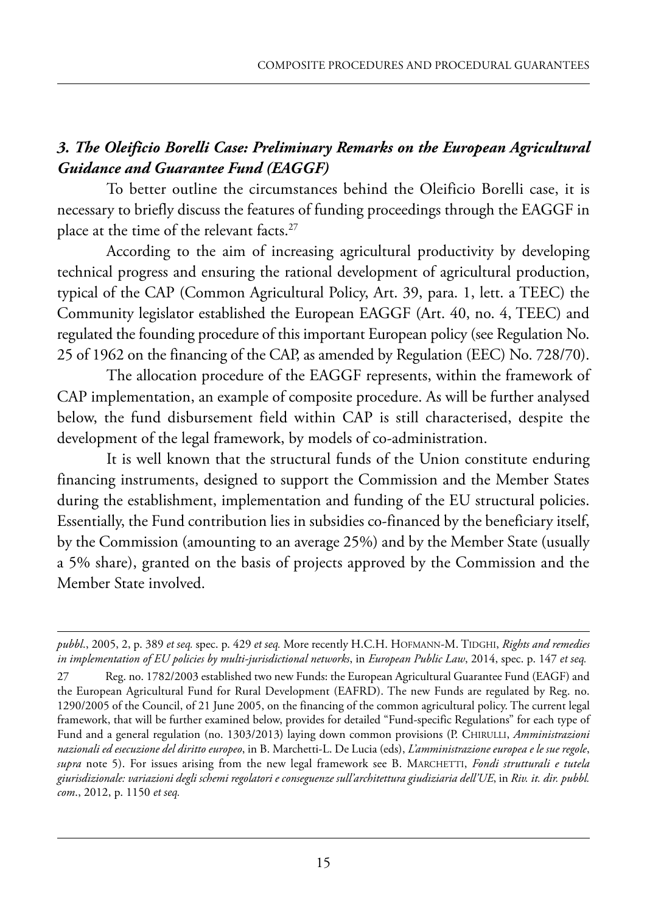### *3. The Oleificio Borelli Case: Preliminary Remarks on the European Agricultural Guidance and Guarantee Fund (EAGGF)*

To better outline the circumstances behind the Oleificio Borelli case, it is necessary to briefly discuss the features of funding proceedings through the EAGGF in place at the time of the relevant facts.[27]

According to the aim of increasing agricultural productivity by developing technical progress and ensuring the rational development of agricultural production, typical of the CAP (Common Agricultural Policy, Art. 39, para. 1, lett. a TEEC) the Community legislator established the European EAGGF (Art. 40, no. 4, TEEC) and regulated the founding procedure of this important European policy (see Regulation No. 25 of 1962 on the financing of the CAP, as amended by Regulation (EEC) No. 728/70).

The allocation procedure of the EAGGF represents, within the framework of CAP implementation, an example of composite procedure. As will be further analysed below, the fund disbursement field within CAP is still characterised, despite the development of the legal framework, by models of co-administration.

It is well known that the structural funds of the Union constitute enduring financing instruments, designed to support the Commission and the Member States during the establishment, implementation and funding of the EU structural policies. Essentially, the Fund contribution lies in subsidies co-financed by the beneficiary itself, by the Commission (amounting to an average 25%) and by the Member State (usually a 5% share), granted on the basis of projects approved by the Commission and the Member State involved.

---

*pubbl.*, 2005, 2, p. 389 *et seq.* spec. p. 429 *et seq.* More recently H.C.H. Hofmann-M. Tidghi, *Rights and remedies in implementation of EU policies by multi-jurisdictional networks*, in *European Public Law*, 2014, spec. p. 147 *et seq.*

27 Reg. no. 1782/2003 established two new Funds: the European Agricultural Guarantee Fund (EAGF) and the European Agricultural Fund for Rural Development (EAFRD). The new Funds are regulated by Reg. no. 1290/2005 of the Council, of 21 June 2005, on the financing of the common agricultural policy. The current legal framework, that will be further examined below, provides for detailed "Fund-specific Regulations" for each type of Fund and a general regulation (no. 1303/2013) laying down common provisions (P. Chirulli, *Amministrazioni nazionali ed esecuzione del diritto europeo*, in B. Marchetti-L. De Lucia (eds), *L'amministrazione europea e le sue regole*, *supra* note 5). For issues arising from the new legal framework see B. Marchetti, *Fondi strutturali e tutela giurisdizionale: variazioni degli schemi regolatori e conseguenze sull'architettura giudiziaria dell'UE*, in *Riv. it. dir. pubbl. com.*, 2012, p. 1150 *et seq.*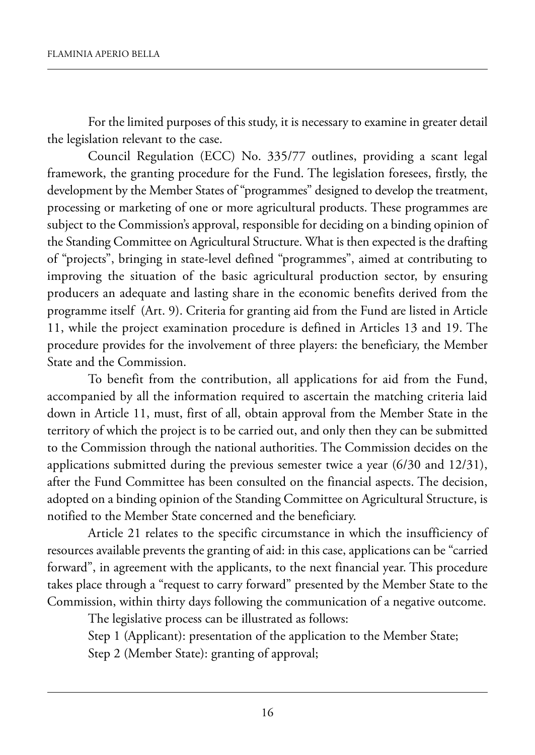For the limited purposes of this study, it is necessary to examine in greater detail the legislation relevant to the case.

Council Regulation (ECC) No. 335/77 outlines, providing a scant legal framework, the granting procedure for the Fund. The legislation foresees, firstly, the development by the Member States of "programmes" designed to develop the treatment, processing or marketing of one or more agricultural products. These programmes are subject to the Commission's approval, responsible for deciding on a binding opinion of the Standing Committee on Agricultural Structure. What is then expected is the drafting of "projects", bringing in state-level defined "programmes", aimed at contributing to improving the situation of the basic agricultural production sector, by ensuring producers an adequate and lasting share in the economic benefits derived from the programme itself (Art. 9). Criteria for granting aid from the Fund are listed in Article 11, while the project examination procedure is defined in Articles 13 and 19. The procedure provides for the involvement of three players: the beneficiary, the Member State and the Commission.

To benefit from the contribution, all applications for aid from the Fund, accompanied by all the information required to ascertain the matching criteria laid down in Article 11, must, first of all, obtain approval from the Member State in the territory of which the project is to be carried out, and only then they can be submitted to the Commission through the national authorities. The Commission decides on the applications submitted during the previous semester twice a year (6/30 and 12/31), after the Fund Committee has been consulted on the financial aspects. The decision, adopted on a binding opinion of the Standing Committee on Agricultural Structure, is notified to the Member State concerned and the beneficiary.

Article 21 relates to the specific circumstance in which the insufficiency of resources available prevents the granting of aid: in this case, applications can be "carried forward", in agreement with the applicants, to the next financial year. This procedure takes place through a "request to carry forward" presented by the Member State to the Commission, within thirty days following the communication of a negative outcome.

The legislative process can be illustrated as follows:

Step 1 (Applicant): presentation of the application to the Member State;

Step 2 (Member State): granting of approval;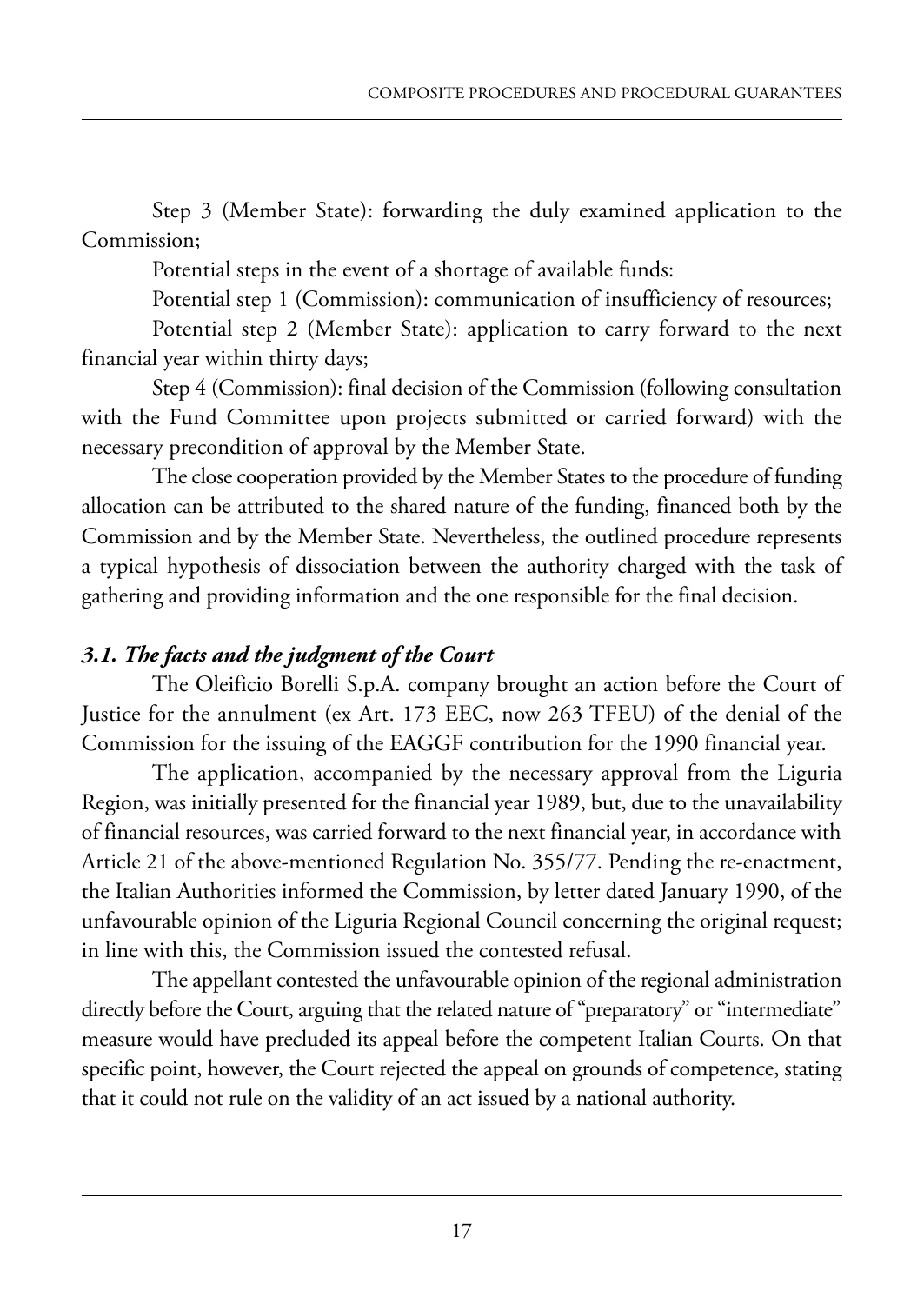Step 3 (Member State): forwarding the duly examined application to the Commission;

Potential steps in the event of a shortage of available funds:

Potential step 1 (Commission): communication of insufficiency of resources;

Potential step 2 (Member State): application to carry forward to the next financial year within thirty days;

Step 4 (Commission): final decision of the Commission (following consultation with the Fund Committee upon projects submitted or carried forward) with the necessary precondition of approval by the Member State.

The close cooperation provided by the Member States to the procedure of funding allocation can be attributed to the shared nature of the funding, financed both by the Commission and by the Member State. Nevertheless, the outlined procedure represents a typical hypothesis of dissociation between the authority charged with the task of gathering and providing information and the one responsible for the final decision.

### *3.1. The facts and the judgment of the Court*

The Oleificio Borelli S.p.A. company brought an action before the Court of Justice for the annulment (ex Art. 173 EEC, now 263 TFEU) of the denial of the Commission for the issuing of the EAGGF contribution for the 1990 financial year.

The application, accompanied by the necessary approval from the Liguria Region, was initially presented for the financial year 1989, but, due to the unavailability of financial resources, was carried forward to the next financial year, in accordance with Article 21 of the above-mentioned Regulation No. 355/77. Pending the re-enactment, the Italian Authorities informed the Commission, by letter dated January 1990, of the unfavourable opinion of the Liguria Regional Council concerning the original request; in line with this, the Commission issued the contested refusal.

The appellant contested the unfavourable opinion of the regional administration directly before the Court, arguing that the related nature of "preparatory" or "intermediate" measure would have precluded its appeal before the competent Italian Courts. On that specific point, however, the Court rejected the appeal on grounds of competence, stating that it could not rule on the validity of an act issued by a national authority.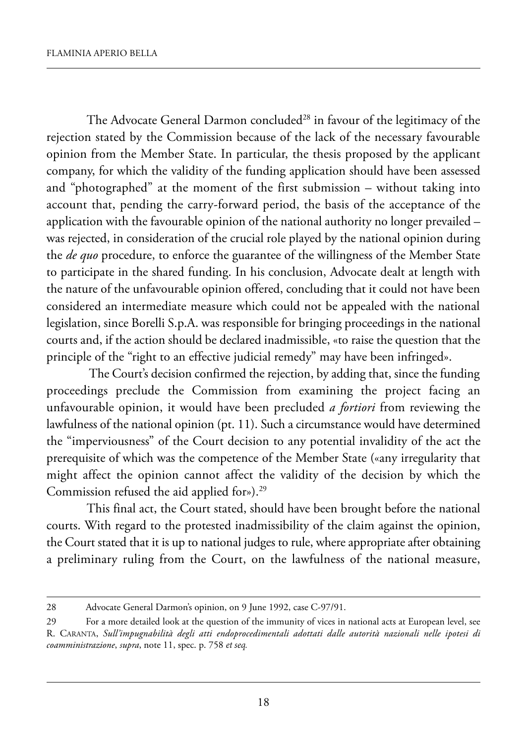The Advocate General Darmon concluded[28] in favour of the legitimacy of the rejection stated by the Commission because of the lack of the necessary favourable opinion from the Member State. In particular, the thesis proposed by the applicant company, for which the validity of the funding application should have been assessed and "photographed" at the moment of the first submission – without taking into account that, pending the carry-forward period, the basis of the acceptance of the application with the favourable opinion of the national authority no longer prevailed – was rejected, in consideration of the crucial role played by the national opinion during the *de quo* procedure, to enforce the guarantee of the willingness of the Member State to participate in the shared funding. In his conclusion, Advocate dealt at length with the nature of the unfavourable opinion offered, concluding that it could not have been considered an intermediate measure which could not be appealed with the national legislation, since Borelli S.p.A. was responsible for bringing proceedings in the national courts and, if the action should be declared inadmissible, «to raise the question that the principle of the "right to an effective judicial remedy" may have been infringed».

The Court's decision confirmed the rejection, by adding that, since the funding proceedings preclude the Commission from examining the project facing an unfavourable opinion, it would have been precluded *a fortiori* from reviewing the lawfulness of the national opinion (pt. 11). Such a circumstance would have determined the "imperviousness" of the Court decision to any potential invalidity of the act the prerequisite of which was the competence of the Member State («any irregularity that might affect the opinion cannot affect the validity of the decision by which the Commission refused the aid applied for»).[29]

This final act, the Court stated, should have been brought before the national courts. With regard to the protested inadmissibility of the claim against the opinion, the Court stated that it is up to national judges to rule, where appropriate after obtaining a preliminary ruling from the Court, on the lawfulness of the national measure,

---

28 Advocate General Darmon's opinion, on 9 June 1992, case C-97/91.

29 For a more detailed look at the question of the immunity of vices in national acts at European level, see R. CARANTA, *Sull'impugnabilità degli atti endoprocedimentali adottati dalle autorità nazionali nelle ipotesi di coamministrazione*, *supra*, note 11, spec. p. 758 *et seq.*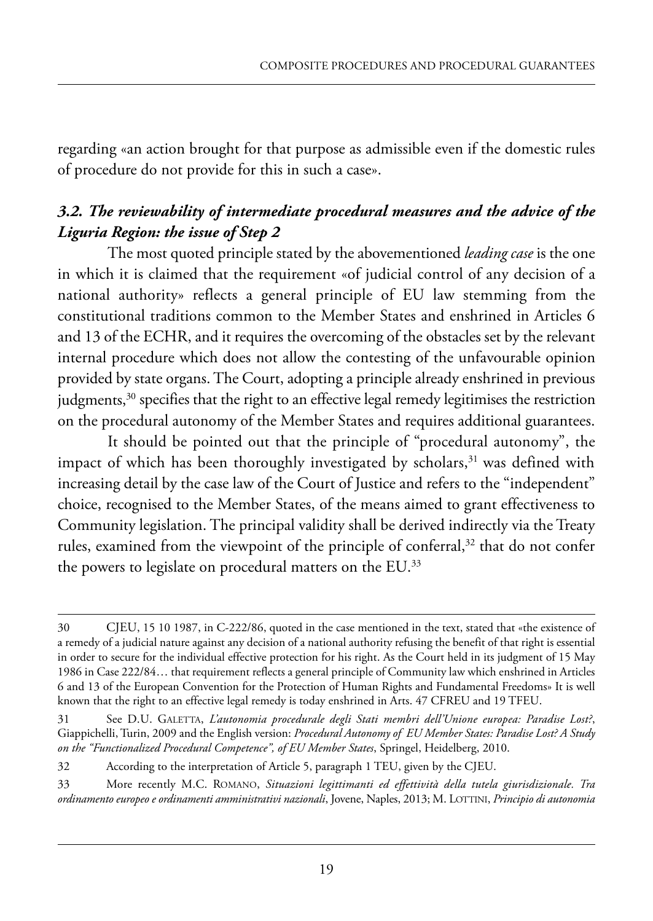regarding «an action brought for that purpose as admissible even if the domestic rules of procedure do not provide for this in such a case».

### *3.2. The reviewability of intermediate procedural measures and the advice of the Liguria Region: the issue of Step 2*

The most quoted principle stated by the abovementioned *leading case* is the one in which it is claimed that the requirement «of judicial control of any decision of a national authority» reflects a general principle of EU law stemming from the constitutional traditions common to the Member States and enshrined in Articles 6 and 13 of the ECHR, and it requires the overcoming of the obstacles set by the relevant internal procedure which does not allow the contesting of the unfavourable opinion provided by state organs. The Court, adopting a principle already enshrined in previous judgments,[30] specifies that the right to an effective legal remedy legitimises the restriction on the procedural autonomy of the Member States and requires additional guarantees.

It should be pointed out that the principle of "procedural autonomy", the impact of which has been thoroughly investigated by scholars,[31] was defined with increasing detail by the case law of the Court of Justice and refers to the "independent" choice, recognised to the Member States, of the means aimed to grant effectiveness to Community legislation. The principal validity shall be derived indirectly via the Treaty rules, examined from the viewpoint of the principle of conferral,[32] that do not confer the powers to legislate on procedural matters on the EU.[33]

---

30 CJEU, 15 10 1987, in C-222/86, quoted in the case mentioned in the text, stated that «the existence of a remedy of a judicial nature against any decision of a national authority refusing the benefit of that right is essential in order to secure for the individual effective protection for his right. As the Court held in its judgment of 15 May 1986 in Case 222/84… that requirement reflects a general principle of Community law which enshrined in Articles 6 and 13 of the European Convention for the Protection of Human Rights and Fundamental Freedoms» It is well known that the right to an effective legal remedy is today enshrined in Arts. 47 CFREU and 19 TFEU.

31 See D.U. GALETTA, *L'autonomia procedurale degli Stati membri dell'Unione europea: Paradise Lost?*, Giappichelli, Turin, 2009 and the English version: *Procedural Autonomy of EU Member States: Paradise Lost? A Study on the "Functionalized Procedural Competence", of EU Member States*, Springel, Heidelberg, 2010.

32 According to the interpretation of Article 5, paragraph 1 TEU, given by the CJEU.

33 More recently M.C. ROMANO, *Situazioni legittimanti ed effettività della tutela giurisdizionale. Tra ordinamento europeo e ordinamenti amministrativi nazionali*, Jovene, Naples, 2013; M. LOTTINI, *Principio di autonomia*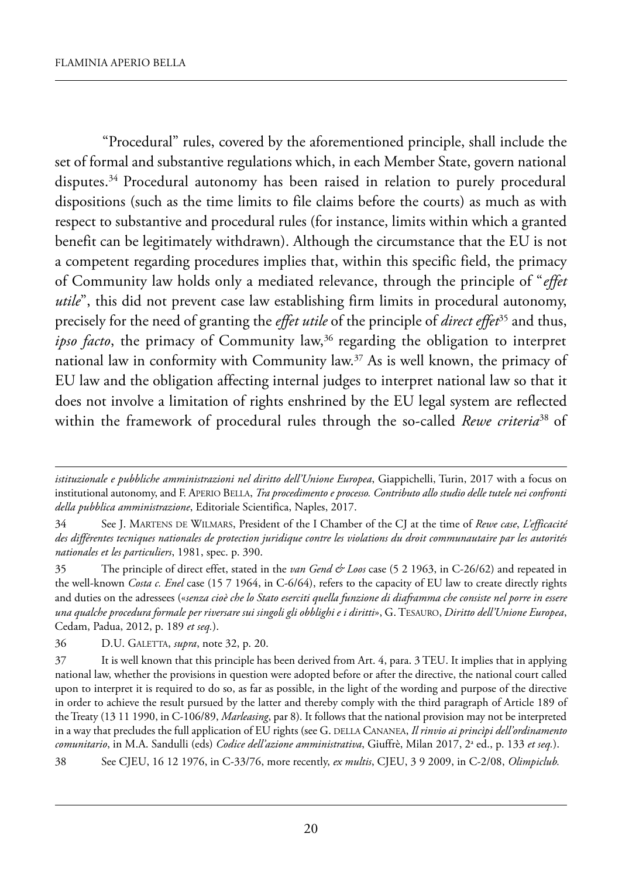"Procedural" rules, covered by the aforementioned principle, shall include the set of formal and substantive regulations which, in each Member State, govern national disputes.[34] Procedural autonomy has been raised in relation to purely procedural dispositions (such as the time limits to file claims before the courts) as much as with respect to substantive and procedural rules (for instance, limits within which a granted benefit can be legitimately withdrawn). Although the circumstance that the EU is not a competent regarding procedures implies that, within this specific field, the primacy of Community law holds only a mediated relevance, through the principle of "*effet utile*", this did not prevent case law establishing firm limits in procedural autonomy, precisely for the need of granting the *effet utile* of the principle of *direct effet*[35] and thus, *ipso facto*, the primacy of Community law,[36] regarding the obligation to interpret national law in conformity with Community law.[37] As is well known, the primacy of EU law and the obligation affecting internal judges to interpret national law so that it does not involve a limitation of rights enshrined by the EU legal system are reflected within the framework of procedural rules through the so-called *Rewe criteria*[38] of

---

*istituzionale e pubbliche amministrazioni nel diritto dell'Unione Europea*, Giappichelli, Turin, 2017 with a focus on institutional autonomy, and F. Aperio Bella, *Tra procedimento e processo. Contributo allo studio delle tutele nei confronti della pubblica amministrazione*, Editoriale Scientifica, Naples, 2017.

34 See J. Martens de Wilmars, President of the I Chamber of the CJ at the time of *Rewe case*, *L'efficacité des différentes tecniques nationales de protection juridique contre les violations du droit communautaire par les autorités nationales et les particuliers*, 1981, spec. p. 390.

35 The principle of direct effet, stated in the *van Gend & Loos* case (5 2 1963, in C-26/62) and repeated in the well-known *Costa c. Enel* case (15 7 1964, in C-6/64), refers to the capacity of EU law to create directly rights and duties on the adressees («*senza cioè che lo Stato eserciti quella funzione di diaframma che consiste nel porre in essere una qualche procedura formale per riversare sui singoli gli obblighi e i diritti*», G. Tesauro, *Diritto dell'Unione Europea*, Cedam, Padua, 2012, p. 189 *et seq.*).

36 D.U. Galetta, *supra*, note 32, p. 20.

37 It is well known that this principle has been derived from Art. 4, para. 3 TEU. It implies that in applying national law, whether the provisions in question were adopted before or after the directive, the national court called upon to interpret it is required to do so, as far as possible, in the light of the wording and purpose of the directive in order to achieve the result pursued by the latter and thereby comply with the third paragraph of Article 189 of the Treaty (13 11 1990, in C-106/89, *Marleasing*, par 8). It follows that the national provision may not be interpreted in a way that precludes the full application of EU rights (see G. della Cananea, *Il rinvio ai princìpi dell'ordinamento comunitario*, in M.A. Sandulli (eds) *Codice dell'azione amministrativa*, Giuffrè, Milan 2017, 2ª ed., p. 133 *et seq.*).

38 See CJEU, 16 12 1976, in C-33/76, more recently, *ex multis*, CJEU, 3 9 2009, in C-2/08, *Olimpiclub.*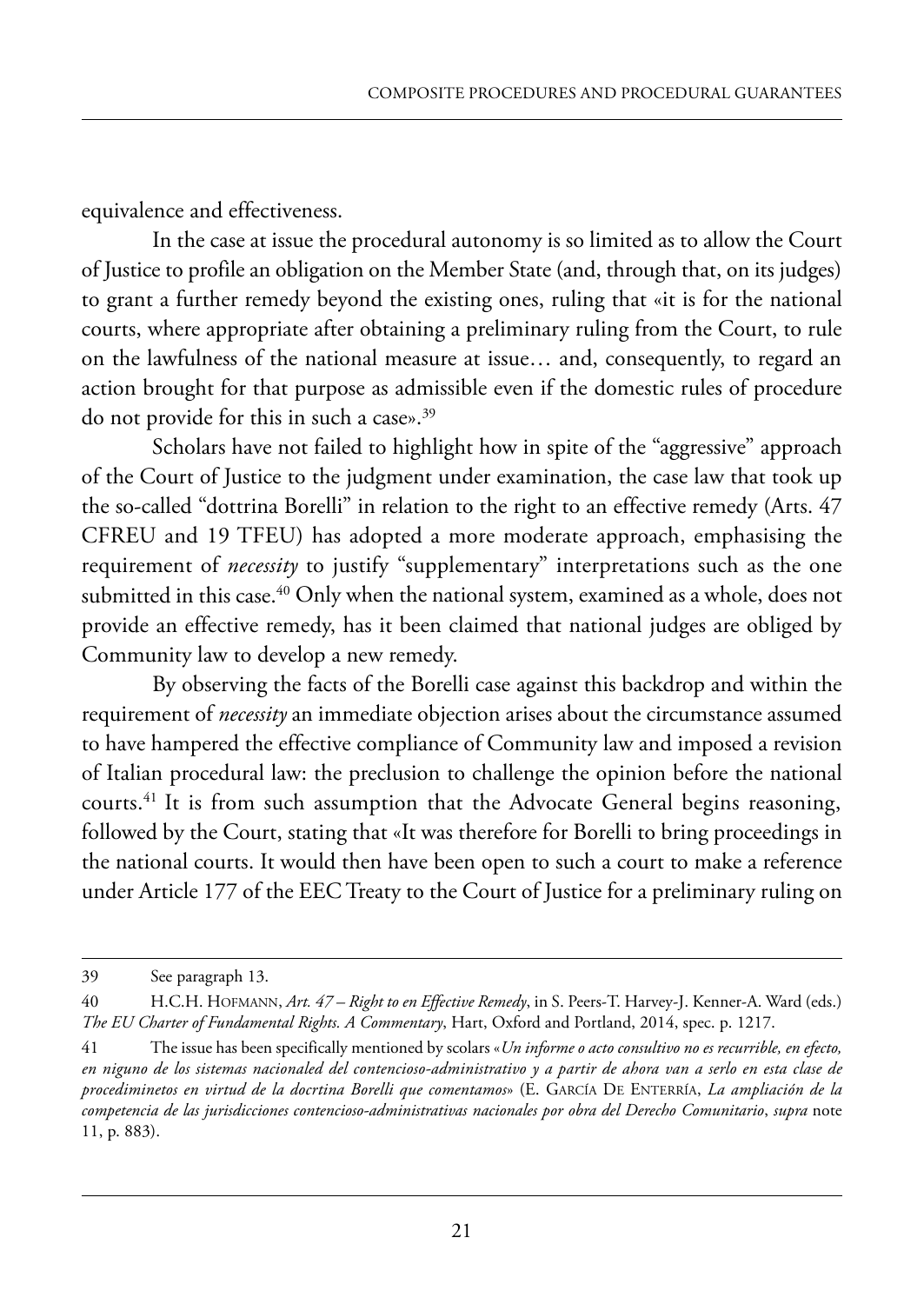equivalence and effectiveness.

In the case at issue the procedural autonomy is so limited as to allow the Court of Justice to profile an obligation on the Member State (and, through that, on its judges) to grant a further remedy beyond the existing ones, ruling that «it is for the national courts, where appropriate after obtaining a preliminary ruling from the Court, to rule on the lawfulness of the national measure at issue… and, consequently, to regard an action brought for that purpose as admissible even if the domestic rules of procedure do not provide for this in such a case».[39]

Scholars have not failed to highlight how in spite of the "aggressive" approach of the Court of Justice to the judgment under examination, the case law that took up the so-called "dottrina Borelli" in relation to the right to an effective remedy (Arts. 47 CFREU and 19 TFEU) has adopted a more moderate approach, emphasising the requirement of *necessity* to justify "supplementary" interpretations such as the one submitted in this case.[40] Only when the national system, examined as a whole, does not provide an effective remedy, has it been claimed that national judges are obliged by Community law to develop a new remedy.

By observing the facts of the Borelli case against this backdrop and within the requirement of *necessity* an immediate objection arises about the circumstance assumed to have hampered the effective compliance of Community law and imposed a revision of Italian procedural law: the preclusion to challenge the opinion before the national courts.[41] It is from such assumption that the Advocate General begins reasoning, followed by the Court, stating that «It was therefore for Borelli to bring proceedings in the national courts. It would then have been open to such a court to make a reference under Article 177 of the EEC Treaty to the Court of Justice for a preliminary ruling on

---

39 See paragraph 13.

40 H.C.H. Hofmann, *Art. 47 – Right to en Effective Remedy*, in S. Peers-T. Harvey-J. Kenner-A. Ward (eds.) *The EU Charter of Fundamental Rights. A Commentary*, Hart, Oxford and Portland, 2014, spec. p. 1217.

41 The issue has been specifically mentioned by scolars «*Un informe o acto consultivo no es recurrible, en efecto, en niguno de los sistemas nacionaled del contencioso-administrativo y a partir de ahora van a serlo en esta clase de procediminetos en virtud de la docrtina Borelli que comentamos*» (E. García De Enterría, *La ampliación de la competencia de las jurisdicciones contencioso-administrativas nacionales por obra del Derecho Comunitario*, *supra* note 11, p. 883).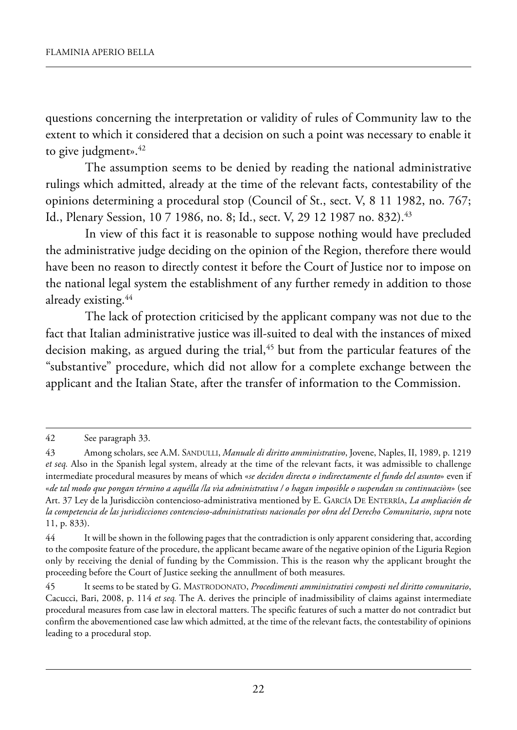questions concerning the interpretation or validity of rules of Community law to the extent to which it considered that a decision on such a point was necessary to enable it to give judgment».[42]

The assumption seems to be denied by reading the national administrative rulings which admitted, already at the time of the relevant facts, contestability of the opinions determining a procedural stop (Council of St., sect. V, 8 11 1982, no. 767; Id., Plenary Session, 10 7 1986, no. 8; Id., sect. V, 29 12 1987 no. 832).[43]

In view of this fact it is reasonable to suppose nothing would have precluded the administrative judge deciding on the opinion of the Region, therefore there would have been no reason to directly contest it before the Court of Justice nor to impose on the national legal system the establishment of any further remedy in addition to those already existing.[44]

The lack of protection criticised by the applicant company was not due to the fact that Italian administrative justice was ill-suited to deal with the instances of mixed decision making, as argued during the trial,[45] but from the particular features of the "substantive" procedure, which did not allow for a complete exchange between the applicant and the Italian State, after the transfer of information to the Commission.

---

42 See paragraph 33.

43 Among scholars, see A.M. SANDULLI, *Manuale di diritto amministrativo*, Jovene, Naples, II, 1989, p. 1219 *et seq.* Also in the Spanish legal system, already at the time of the relevant facts, it was admissible to challenge intermediate procedural measures by means of which «*se deciden directa o indirectamente el fundo del asunto*» even if «*de tal modo que pongan término a aquélla /la vìa administrativa / o hagan imposible o suspendan su continuaciòn*» (see Art. 37 Ley de la Jurisdicciòn contencioso-administrativa mentioned by E. GARCÍA DE ENTERRÍA, *La ampliación de la competencia de las jurisdicciones contencioso-administrativas nacionales por obra del Derecho Comunitario*, *supra* note 11, p. 833).

44 It will be shown in the following pages that the contradiction is only apparent considering that, according to the composite feature of the procedure, the applicant became aware of the negative opinion of the Liguria Region only by receiving the denial of funding by the Commission. This is the reason why the applicant brought the proceeding before the Court of Justice seeking the annullment of both measures.

45 It seems to be stated by G. MASTRODONATO, *Procedimenti amministrativi composti nel diritto comunitario*, Cacucci, Bari, 2008, p. 114 *et seq.* The A. derives the principle of inadmissibility of claims against intermediate procedural measures from case law in electoral matters. The specific features of such a matter do not contradict but confirm the abovementioned case law which admitted, at the time of the relevant facts, the contestability of opinions leading to a procedural stop.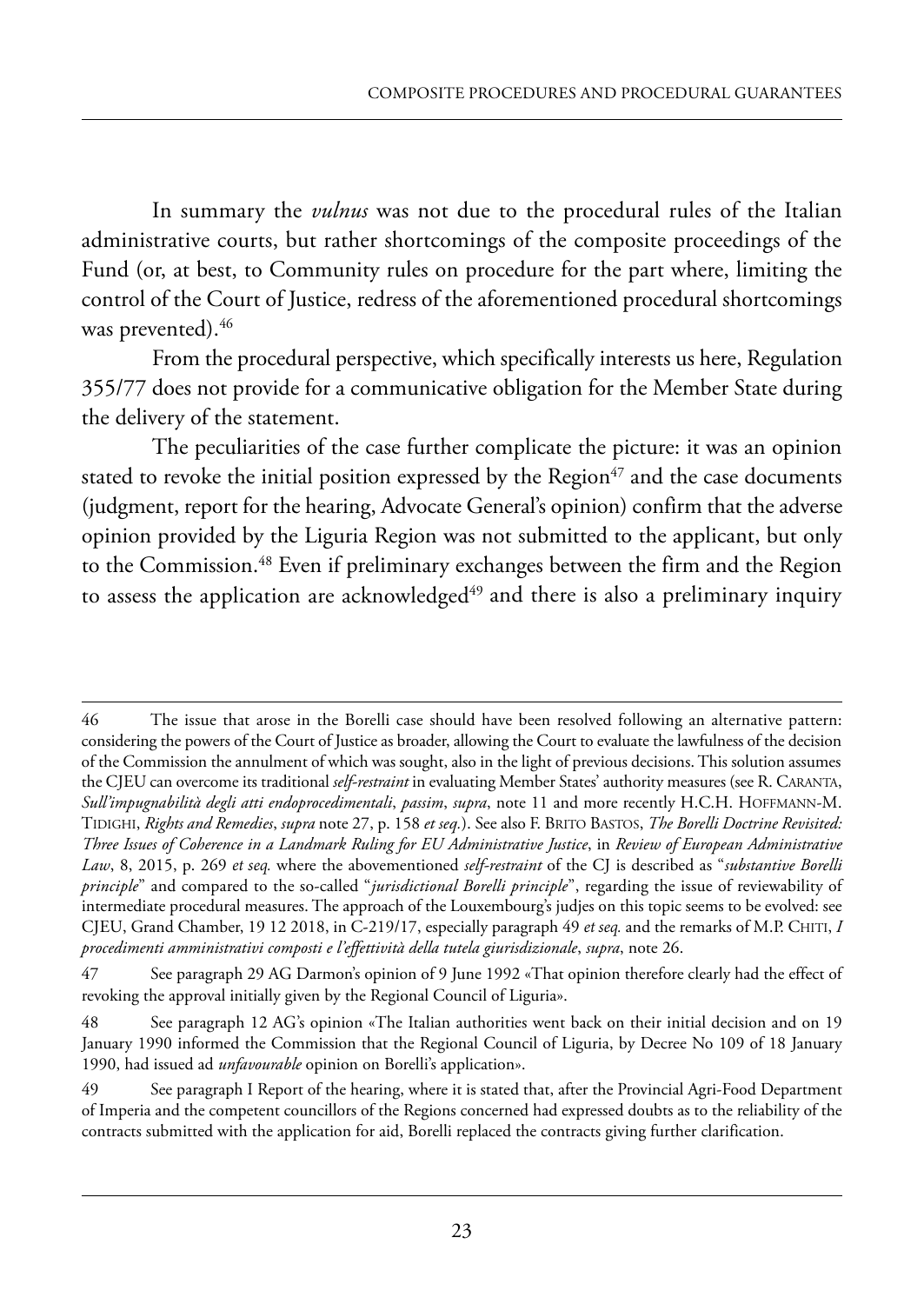In summary the *vulnus* was not due to the procedural rules of the Italian administrative courts, but rather shortcomings of the composite proceedings of the Fund (or, at best, to Community rules on procedure for the part where, limiting the control of the Court of Justice, redress of the aforementioned procedural shortcomings was prevented).[46]

From the procedural perspective, which specifically interests us here, Regulation 355/77 does not provide for a communicative obligation for the Member State during the delivery of the statement.

The peculiarities of the case further complicate the picture: it was an opinion stated to revoke the initial position expressed by the Region[47] and the case documents (judgment, report for the hearing, Advocate General's opinion) confirm that the adverse opinion provided by the Liguria Region was not submitted to the applicant, but only to the Commission.[48] Even if preliminary exchanges between the firm and the Region to assess the application are acknowledged[49] and there is also a preliminary inquiry

---

46 The issue that arose in the Borelli case should have been resolved following an alternative pattern: considering the powers of the Court of Justice as broader, allowing the Court to evaluate the lawfulness of the decision of the Commission the annulment of which was sought, also in the light of previous decisions. This solution assumes the CJEU can overcome its traditional *self-restraint* in evaluating Member States' authority measures (see R. CARANTA, *Sull'impugnabilità degli atti endoprocedimentali*, *passim*, *supra*, note 11 and more recently H.C.H. HOFFMANN-M. TIDIGHI, *Rights and Remedies*, *supra* note 27, p. 158 *et seq.*). See also F. BRITO BASTOS, *The Borelli Doctrine Revisited: Three Issues of Coherence in a Landmark Ruling for EU Administrative Justice*, in *Review of European Administrative Law*, 8, 2015, p. 269 *et seq.* where the abovementioned *self-restraint* of the CJ is described as "*substantive Borelli principle*" and compared to the so-called "*jurisdictional Borelli principle*", regarding the issue of reviewability of intermediate procedural measures. The approach of the Louxembourg's judjes on this topic seems to be evolved: see CJEU, Grand Chamber, 19 12 2018, in C-219/17, especially paragraph 49 *et seq.* and the remarks of M.P. CHITI, *I procedimenti amministrativi composti e l'effettività della tutela giurisdizionale*, *supra*, note 26.

47 See paragraph 29 AG Darmon's opinion of 9 June 1992 «That opinion therefore clearly had the effect of revoking the approval initially given by the Regional Council of Liguria».

48 See paragraph 12 AG's opinion «The Italian authorities went back on their initial decision and on 19 January 1990 informed the Commission that the Regional Council of Liguria, by Decree No 109 of 18 January 1990, had issued ad *unfavourable* opinion on Borelli's application».

49 See paragraph I Report of the hearing, where it is stated that, after the Provincial Agri-Food Department of Imperia and the competent councillors of the Regions concerned had expressed doubts as to the reliability of the contracts submitted with the application for aid, Borelli replaced the contracts giving further clarification.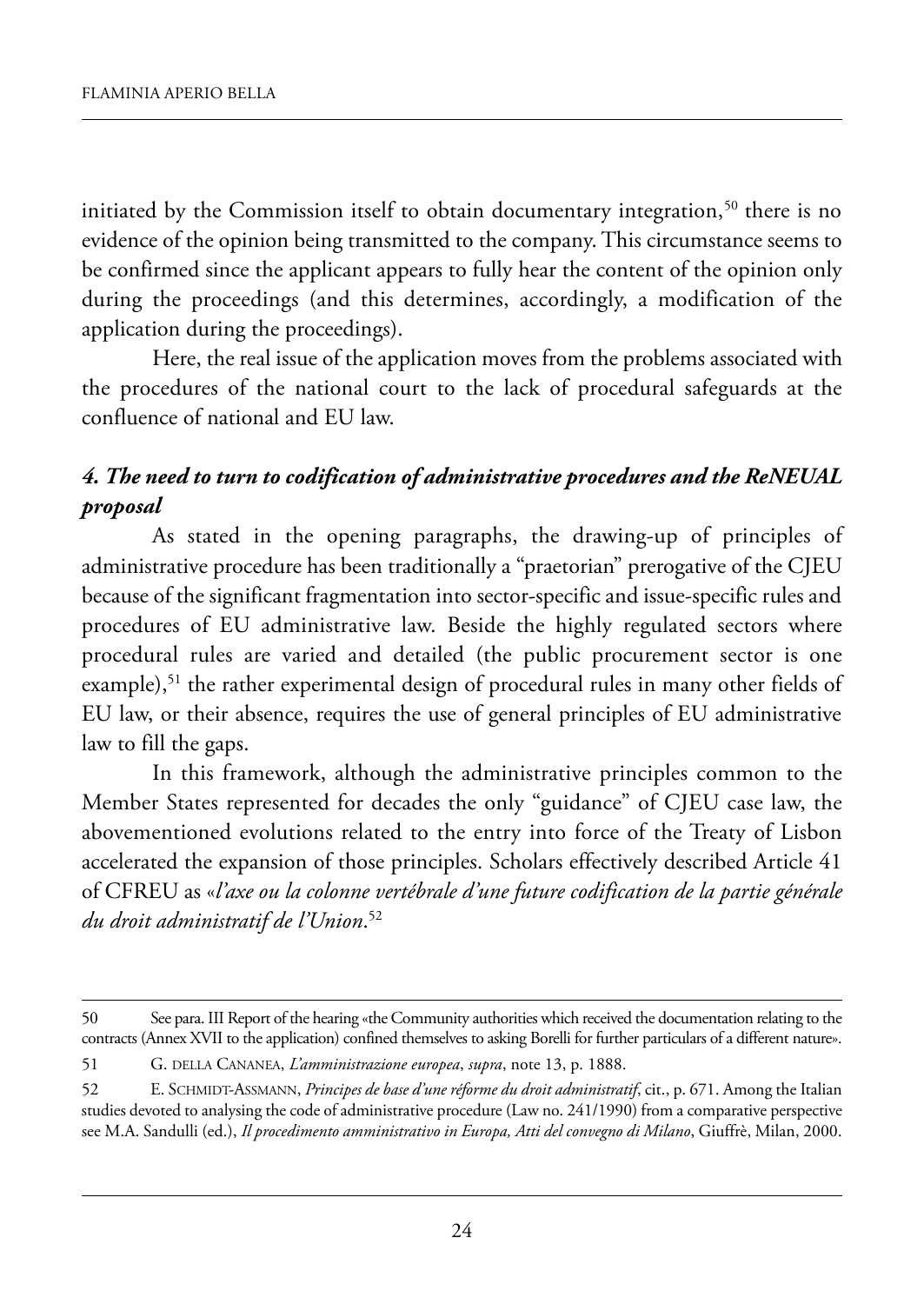initiated by the Commission itself to obtain documentary integration,[50] there is no evidence of the opinion being transmitted to the company. This circumstance seems to be confirmed since the applicant appears to fully hear the content of the opinion only during the proceedings (and this determines, accordingly, a modification of the application during the proceedings).

Here, the real issue of the application moves from the problems associated with the procedures of the national court to the lack of procedural safeguards at the confluence of national and EU law.

### *4. The need to turn to codification of administrative procedures and the ReNEUAL proposal*

As stated in the opening paragraphs, the drawing-up of principles of administrative procedure has been traditionally a "praetorian" prerogative of the CJEU because of the significant fragmentation into sector-specific and issue-specific rules and procedures of EU administrative law. Beside the highly regulated sectors where procedural rules are varied and detailed (the public procurement sector is one example),[51] the rather experimental design of procedural rules in many other fields of EU law, or their absence, requires the use of general principles of EU administrative law to fill the gaps.

In this framework, although the administrative principles common to the Member States represented for decades the only "guidance" of CJEU case law, the abovementioned evolutions related to the entry into force of the Treaty of Lisbon accelerated the expansion of those principles. Scholars effectively described Article 41 of CFREU as «*l'axe ou la colonne vertébrale d'une future codification de la partie générale du droit administratif de l'Union*.[52]

---

50 See para. III Report of the hearing «the Community authorities which received the documentation relating to the contracts (Annex XVII to the application) confined themselves to asking Borelli for further particulars of a different nature».

51 G. Della Cananea, *L'amministrazione europea*, *supra*, note 13, p. 1888.

52 E. Schmidt-Assmann, *Principes de base d'une réforme du droit administratif*, cit., p. 671. Among the Italian studies devoted to analysing the code of administrative procedure (Law no. 241/1990) from a comparative perspective see M.A. Sandulli (ed.), *Il procedimento amministrativo in Europa, Atti del convegno di Milano*, Giuffrè, Milan, 2000.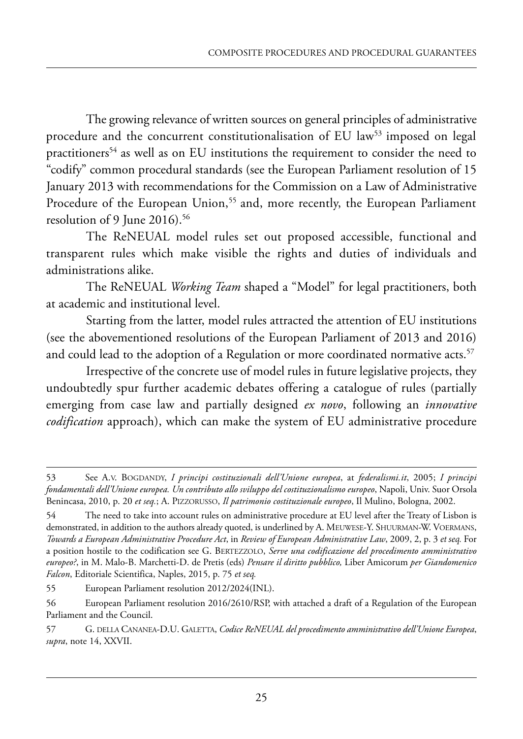The growing relevance of written sources on general principles of administrative procedure and the concurrent constitutionalisation of EU law[53] imposed on legal practitioners[54] as well as on EU institutions the requirement to consider the need to "codify" common procedural standards (see the European Parliament resolution of 15 January 2013 with recommendations for the Commission on a Law of Administrative Procedure of the European Union,[55] and, more recently, the European Parliament resolution of 9 June 2016).[56]

The ReNEUAL model rules set out proposed accessible, functional and transparent rules which make visible the rights and duties of individuals and administrations alike.

The ReNEUAL *Working Team* shaped a "Model" for legal practitioners, both at academic and institutional level.

Starting from the latter, model rules attracted the attention of EU institutions (see the abovementioned resolutions of the European Parliament of 2013 and 2016) and could lead to the adoption of a Regulation or more coordinated normative acts.[57]

Irrespective of the concrete use of model rules in future legislative projects, they undoubtedly spur further academic debates offering a catalogue of rules (partially emerging from case law and partially designed *ex novo*, following an *innovative codification* approach), which can make the system of EU administrative procedure

---

53 See A.v. Bogdandy, *I principi costituzionali dell'Unione europea*, at *federalismi.it*, 2005; *I principi fondamentali dell'Unione europea. Un contributo allo sviluppo del costituzionalismo europeo*, Napoli, Univ. Suor Orsola Benincasa, 2010, p. 20 *et seq.*; A. Pizzorusso, *Il patrimonio costituzionale europeo*, Il Mulino, Bologna, 2002.

54 The need to take into account rules on administrative procedure at EU level after the Treaty of Lisbon is demonstrated, in addition to the authors already quoted, is underlined by A. Meuwese-Y. Shuurman-W. Voermans, *Towards a European Administrative Procedure Act*, in *Review of European Administrative Law*, 2009, 2, p. 3 *et seq.* For a position hostile to the codification see G. Bertezzolo, *Serve una codificazione del procedimento amministrativo europeo?*, in M. Malo-B. Marchetti-D. de Pretis (eds) *Pensare il diritto pubblico,* Liber Amicorum *per Giandomenico Falcon*, Editoriale Scientifica, Naples, 2015, p. 75 *et seq.*

55 European Parliament resolution 2012/2024(INL).

56 European Parliament resolution 2016/2610/RSP, with attached a draft of a Regulation of the European Parliament and the Council.

57 G. della Cananea-D.U. Galetta, *Codice ReNEUAL del procedimento amministrativo dell'Unione Europea*, *supra*, note 14, XXVII.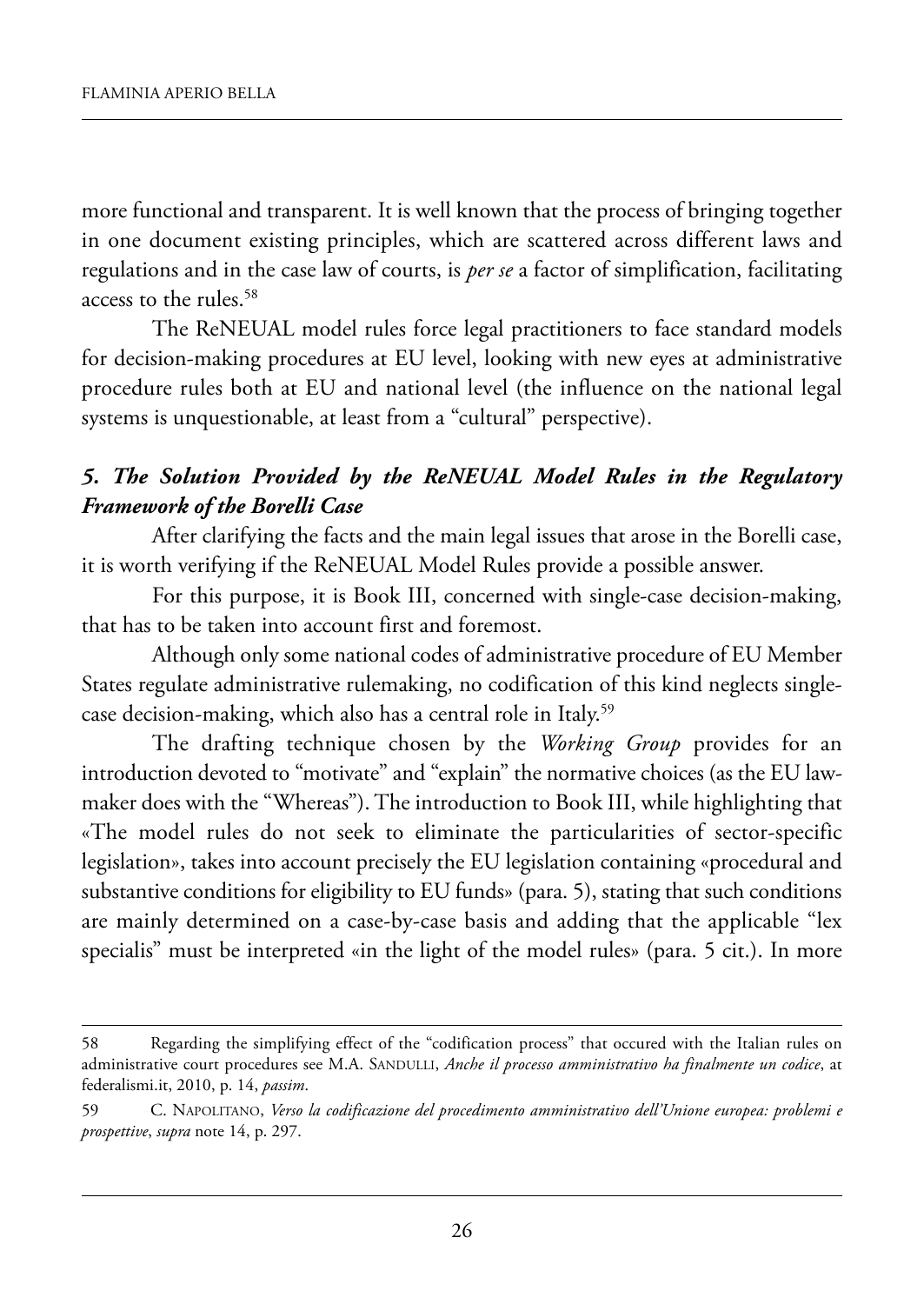more functional and transparent. It is well known that the process of bringing together in one document existing principles, which are scattered across different laws and regulations and in the case law of courts, is *per se* a factor of simplification, facilitating access to the rules.[58]

The ReNEUAL model rules force legal practitioners to face standard models for decision-making procedures at EU level, looking with new eyes at administrative procedure rules both at EU and national level (the influence on the national legal systems is unquestionable, at least from a "cultural" perspective).

### *5. The Solution Provided by the ReNEUAL Model Rules in the Regulatory Framework of the Borelli Case*

After clarifying the facts and the main legal issues that arose in the Borelli case, it is worth verifying if the ReNEUAL Model Rules provide a possible answer.

For this purpose, it is Book III, concerned with single-case decision-making, that has to be taken into account first and foremost.

Although only some national codes of administrative procedure of EU Member States regulate administrative rulemaking, no codification of this kind neglects single-case decision-making, which also has a central role in Italy.[59]

The drafting technique chosen by the *Working Group* provides for an introduction devoted to "motivate" and "explain" the normative choices (as the EU law-maker does with the "Whereas"). The introduction to Book III, while highlighting that «The model rules do not seek to eliminate the particularities of sector-specific legislation», takes into account precisely the EU legislation containing «procedural and substantive conditions for eligibility to EU funds» (para. 5), stating that such conditions are mainly determined on a case-by-case basis and adding that the applicable "lex specialis" must be interpreted «in the light of the model rules» (para. 5 cit.). In more

---

58 Regarding the simplifying effect of the "codification process" that occured with the Italian rules on administrative court procedures see M.A. Sandulli, *Anche il processo amministrativo ha finalmente un codice*, at federalismi.it, 2010, p. 14, *passim*.

59 C. Napolitano, *Verso la codificazione del procedimento amministrativo dell'Unione europea: problemi e prospettive*, *supra* note 14, p. 297.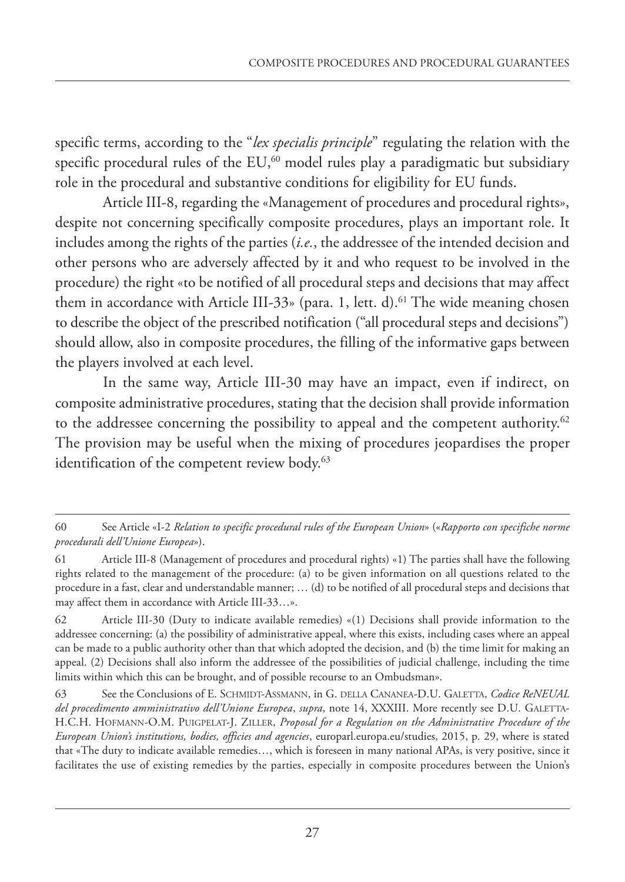specific terms, according to the "*lex specialis principle*" regulating the relation with the specific procedural rules of the EU,[60] model rules play a paradigmatic but subsidiary role in the procedural and substantive conditions for eligibility for EU funds.

Article III-8, regarding the «Management of procedures and procedural rights», despite not concerning specifically composite procedures, plays an important role. It includes among the rights of the parties (*i.e.*, the addressee of the intended decision and other persons who are adversely affected by it and who request to be involved in the procedure) the right «to be notified of all procedural steps and decisions that may affect them in accordance with Article III-33» (para. 1, lett. d).[61] The wide meaning chosen to describe the object of the prescribed notification ("all procedural steps and decisions") should allow, also in composite procedures, the filling of the informative gaps between the players involved at each level.

In the same way, Article III-30 may have an impact, even if indirect, on composite administrative procedures, stating that the decision shall provide information to the addressee concerning the possibility to appeal and the competent authority.[62] The provision may be useful when the mixing of procedures jeopardises the proper identification of the competent review body.[63]

---

60 See Article «I-2 *Relation to specific procedural rules of the European Union*» («*Rapporto con specifiche norme procedurali dell'Unione Europea*»).

61 Article III-8 (Management of procedures and procedural rights) «1) The parties shall have the following rights related to the management of the procedure: (a) to be given information on all questions related to the procedure in a fast, clear and understandable manner; … (d) to be notified of all procedural steps and decisions that may affect them in accordance with Article III-33…».

62 Article III-30 (Duty to indicate available remedies) «(1) Decisions shall provide information to the addressee concerning: (a) the possibility of administrative appeal, where this exists, including cases where an appeal can be made to a public authority other than that which adopted the decision, and (b) the time limit for making an appeal. (2) Decisions shall also inform the addressee of the possibilities of judicial challenge, including the time limits within which this can be brought, and of possible recourse to an Ombudsman».

63 See the Conclusions of E. SCHMIDT-ASSMANN, in G. DELLA CANANEA-D.U. GALETTA, *Codice ReNEUAL del procedimento amministrativo dell'Unione Europea*, *supra*, note 14, XXXIII. More recently see D.U. GALETTA-H.C.H. HOFMANN-O.M. PUIGPELAT-J. ZILLER, *Proposal for a Regulation on the Administrative Procedure of the European Union's institutions, bodies, offices and agencies*, europarl.europa.eu/studies, 2015, p. 29, where is stated that «The duty to indicate available remedies…, which is foreseen in many national APAs, is very positive, since it facilitates the use of existing remedies by the parties, especially in composite procedures between the Union's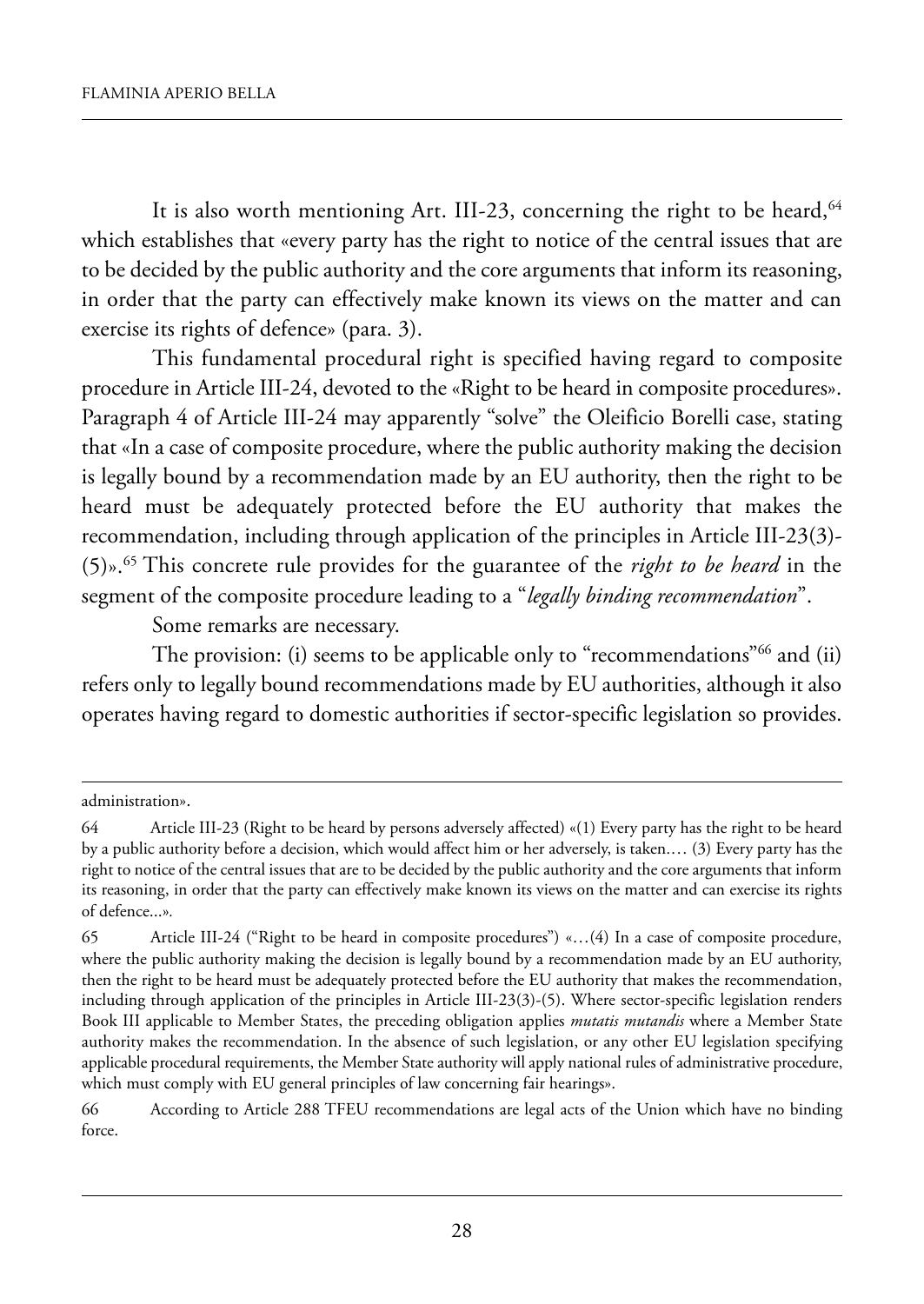It is also worth mentioning Art. III-23, concerning the right to be heard,[64] which establishes that «every party has the right to notice of the central issues that are to be decided by the public authority and the core arguments that inform its reasoning, in order that the party can effectively make known its views on the matter and can exercise its rights of defence» (para. 3).

This fundamental procedural right is specified having regard to composite procedure in Article III-24, devoted to the «Right to be heard in composite procedures». Paragraph 4 of Article III-24 may apparently "solve" the Oleificio Borelli case, stating that «In a case of composite procedure, where the public authority making the decision is legally bound by a recommendation made by an EU authority, then the right to be heard must be adequately protected before the EU authority that makes the recommendation, including through application of the principles in Article III-23(3)-(5)».[65] This concrete rule provides for the guarantee of the *right to be heard* in the segment of the composite procedure leading to a "*legally binding recommendation*".

Some remarks are necessary.

The provision: (i) seems to be applicable only to "recommendations"[66] and (ii) refers only to legally bound recommendations made by EU authorities, although it also operates having regard to domestic authorities if sector-specific legislation so provides.

---

administration».

64 Article III-23 (Right to be heard by persons adversely affected) «(1) Every party has the right to be heard by a public authority before a decision, which would affect him or her adversely, is taken.… (3) Every party has the right to notice of the central issues that are to be decided by the public authority and the core arguments that inform its reasoning, in order that the party can effectively make known its views on the matter and can exercise its rights of defence...».

65 Article III-24 ("Right to be heard in composite procedures") «…(4) In a case of composite procedure, where the public authority making the decision is legally bound by a recommendation made by an EU authority, then the right to be heard must be adequately protected before the EU authority that makes the recommendation, including through application of the principles in Article III-23(3)-(5). Where sector-specific legislation renders Book III applicable to Member States, the preceding obligation applies *mutatis mutandis* where a Member State authority makes the recommendation. In the absence of such legislation, or any other EU legislation specifying applicable procedural requirements, the Member State authority will apply national rules of administrative procedure, which must comply with EU general principles of law concerning fair hearings».

66 According to Article 288 TFEU recommendations are legal acts of the Union which have no binding force.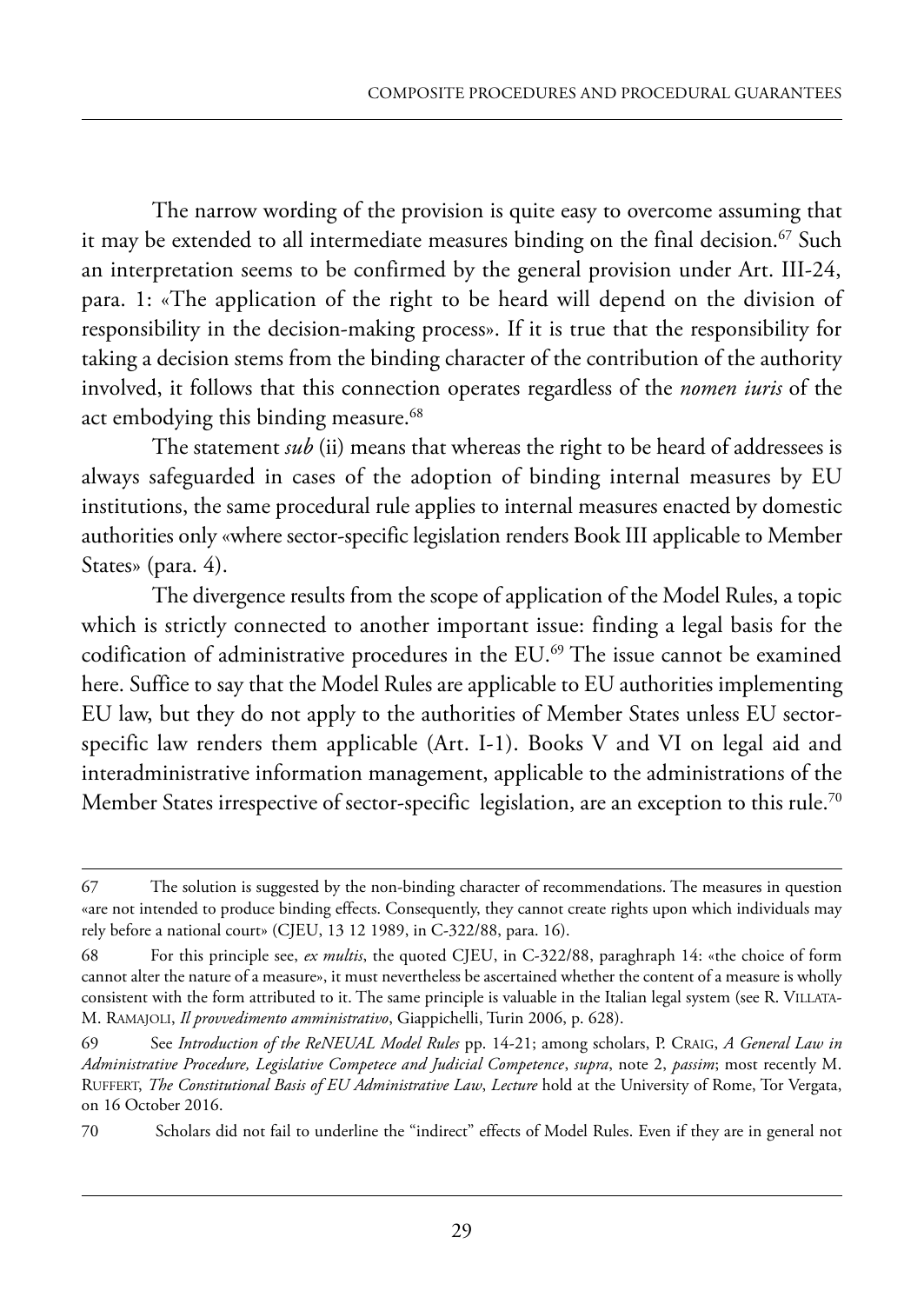The narrow wording of the provision is quite easy to overcome assuming that it may be extended to all intermediate measures binding on the final decision.[67] Such an interpretation seems to be confirmed by the general provision under Art. III-24, para. 1: «The application of the right to be heard will depend on the division of responsibility in the decision-making process». If it is true that the responsibility for taking a decision stems from the binding character of the contribution of the authority involved, it follows that this connection operates regardless of the *nomen iuris* of the act embodying this binding measure.[68]

The statement *sub* (ii) means that whereas the right to be heard of addressees is always safeguarded in cases of the adoption of binding internal measures by EU institutions, the same procedural rule applies to internal measures enacted by domestic authorities only «where sector-specific legislation renders Book III applicable to Member States» (para. 4).

The divergence results from the scope of application of the Model Rules, a topic which is strictly connected to another important issue: finding a legal basis for the codification of administrative procedures in the EU.[69] The issue cannot be examined here. Suffice to say that the Model Rules are applicable to EU authorities implementing EU law, but they do not apply to the authorities of Member States unless EU sector-specific law renders them applicable (Art. I-1). Books V and VI on legal aid and interadministrative information management, applicable to the administrations of the Member States irrespective of sector-specific legislation, are an exception to this rule.[70]

---

67 The solution is suggested by the non-binding character of recommendations. The measures in question «are not intended to produce binding effects. Consequently, they cannot create rights upon which individuals may rely before a national court» (CJEU, 13 12 1989, in C-322/88, para. 16).

68 For this principle see, *ex multis*, the quoted CJEU, in C-322/88, paraghraph 14: «the choice of form cannot alter the nature of a measure», it must nevertheless be ascertained whether the content of a measure is wholly consistent with the form attributed to it. The same principle is valuable in the Italian legal system (see R. VILLATA-M. RAMAJOLI, *Il provvedimento amministrativo*, Giappichelli, Turin 2006, p. 628).

69 See *Introduction of the ReNEUAL Model Rules* pp. 14-21; among scholars, P. CRAIG, *A General Law in Administrative Procedure, Legislative Competece and Judicial Competence*, *supra*, note 2, *passim*; most recently M. RUFFERT, *The Constitutional Basis of EU Administrative Law*, *Lecture* hold at the University of Rome, Tor Vergata, on 16 October 2016.

70 Scholars did not fail to underline the "indirect" effects of Model Rules. Even if they are in general not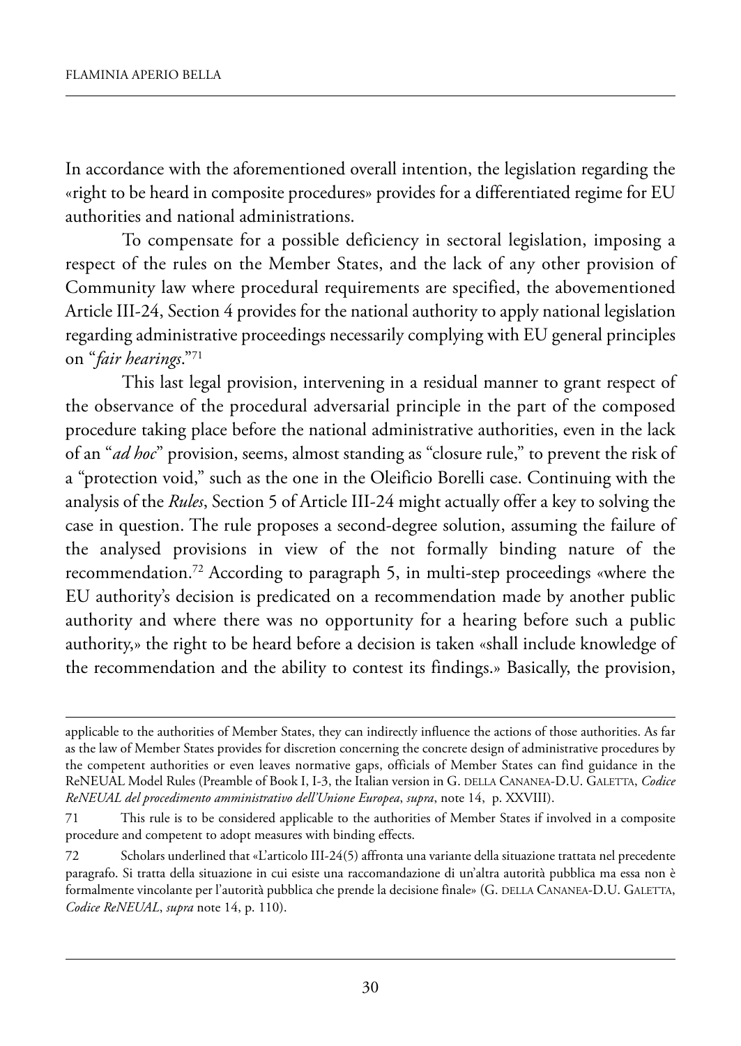In accordance with the aforementioned overall intention, the legislation regarding the «right to be heard in composite procedures» provides for a differentiated regime for EU authorities and national administrations.

To compensate for a possible deficiency in sectoral legislation, imposing a respect of the rules on the Member States, and the lack of any other provision of Community law where procedural requirements are specified, the abovementioned Article III-24, Section 4 provides for the national authority to apply national legislation regarding administrative proceedings necessarily complying with EU general principles on "*fair hearings*."[71]

This last legal provision, intervening in a residual manner to grant respect of the observance of the procedural adversarial principle in the part of the composed procedure taking place before the national administrative authorities, even in the lack of an "*ad hoc*" provision, seems, almost standing as "closure rule," to prevent the risk of a "protection void," such as the one in the Oleificio Borelli case. Continuing with the analysis of the *Rules*, Section 5 of Article III-24 might actually offer a key to solving the case in question. The rule proposes a second-degree solution, assuming the failure of the analysed provisions in view of the not formally binding nature of the recommendation.[72] According to paragraph 5, in multi-step proceedings «where the EU authority's decision is predicated on a recommendation made by another public authority and where there was no opportunity for a hearing before such a public authority,» the right to be heard before a decision is taken «shall include knowledge of the recommendation and the ability to contest its findings.» Basically, the provision,

---

applicable to the authorities of Member States, they can indirectly influence the actions of those authorities. As far as the law of Member States provides for discretion concerning the concrete design of administrative procedures by the competent authorities or even leaves normative gaps, officials of Member States can find guidance in the ReNEUAL Model Rules (Preamble of Book I, I-3, the Italian version in G. Della Cananea-D.U. Galetta, *Codice ReNEUAL del procedimento amministrativo dell'Unione Europea*, *supra*, note 14, p. XXVIII).

71 This rule is to be considered applicable to the authorities of Member States if involved in a composite procedure and competent to adopt measures with binding effects.

72 Scholars underlined that «L'articolo III-24(5) affronta una variante della situazione trattata nel precedente paragrafo. Si tratta della situazione in cui esiste una raccomandazione di un'altra autorità pubblica ma essa non è formalmente vincolante per l'autorità pubblica che prende la decisione finale» (G. Della Cananea-D.U. Galetta, *Codice ReNEUAL*, *supra* note 14, p. 110).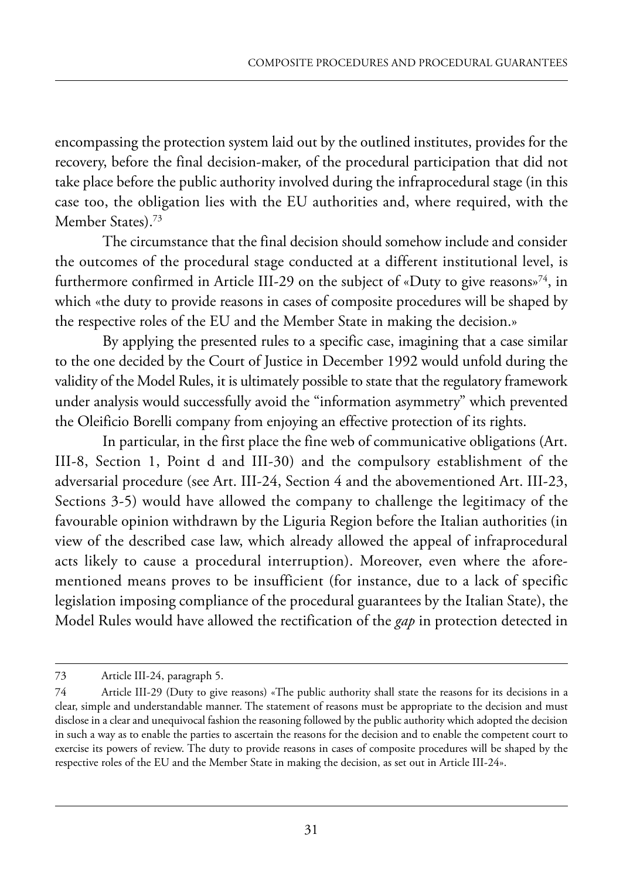encompassing the protection system laid out by the outlined institutes, provides for the recovery, before the final decision-maker, of the procedural participation that did not take place before the public authority involved during the infraprocedural stage (in this case too, the obligation lies with the EU authorities and, where required, with the Member States).[73]

The circumstance that the final decision should somehow include and consider the outcomes of the procedural stage conducted at a different institutional level, is furthermore confirmed in Article III-29 on the subject of «Duty to give reasons»[74], in which «the duty to provide reasons in cases of composite procedures will be shaped by the respective roles of the EU and the Member State in making the decision.»

By applying the presented rules to a specific case, imagining that a case similar to the one decided by the Court of Justice in December 1992 would unfold during the validity of the Model Rules, it is ultimately possible to state that the regulatory framework under analysis would successfully avoid the "information asymmetry" which prevented the Oleificio Borelli company from enjoying an effective protection of its rights.

In particular, in the first place the fine web of communicative obligations (Art. III-8, Section 1, Point d and III-30) and the compulsory establishment of the adversarial procedure (see Art. III-24, Section 4 and the abovementioned Art. III-23, Sections 3-5) would have allowed the company to challenge the legitimacy of the favourable opinion withdrawn by the Liguria Region before the Italian authorities (in view of the described case law, which already allowed the appeal of infraprocedural acts likely to cause a procedural interruption). Moreover, even where the aforementioned means proves to be insufficient (for instance, due to a lack of specific legislation imposing compliance of the procedural guarantees by the Italian State), the Model Rules would have allowed the rectification of the *gap* in protection detected in

---

73 Article III-24, paragraph 5.

74 Article III-29 (Duty to give reasons) «The public authority shall state the reasons for its decisions in a clear, simple and understandable manner. The statement of reasons must be appropriate to the decision and must disclose in a clear and unequivocal fashion the reasoning followed by the public authority which adopted the decision in such a way as to enable the parties to ascertain the reasons for the decision and to enable the competent court to exercise its powers of review. The duty to provide reasons in cases of composite procedures will be shaped by the respective roles of the EU and the Member State in making the decision, as set out in Article III-24».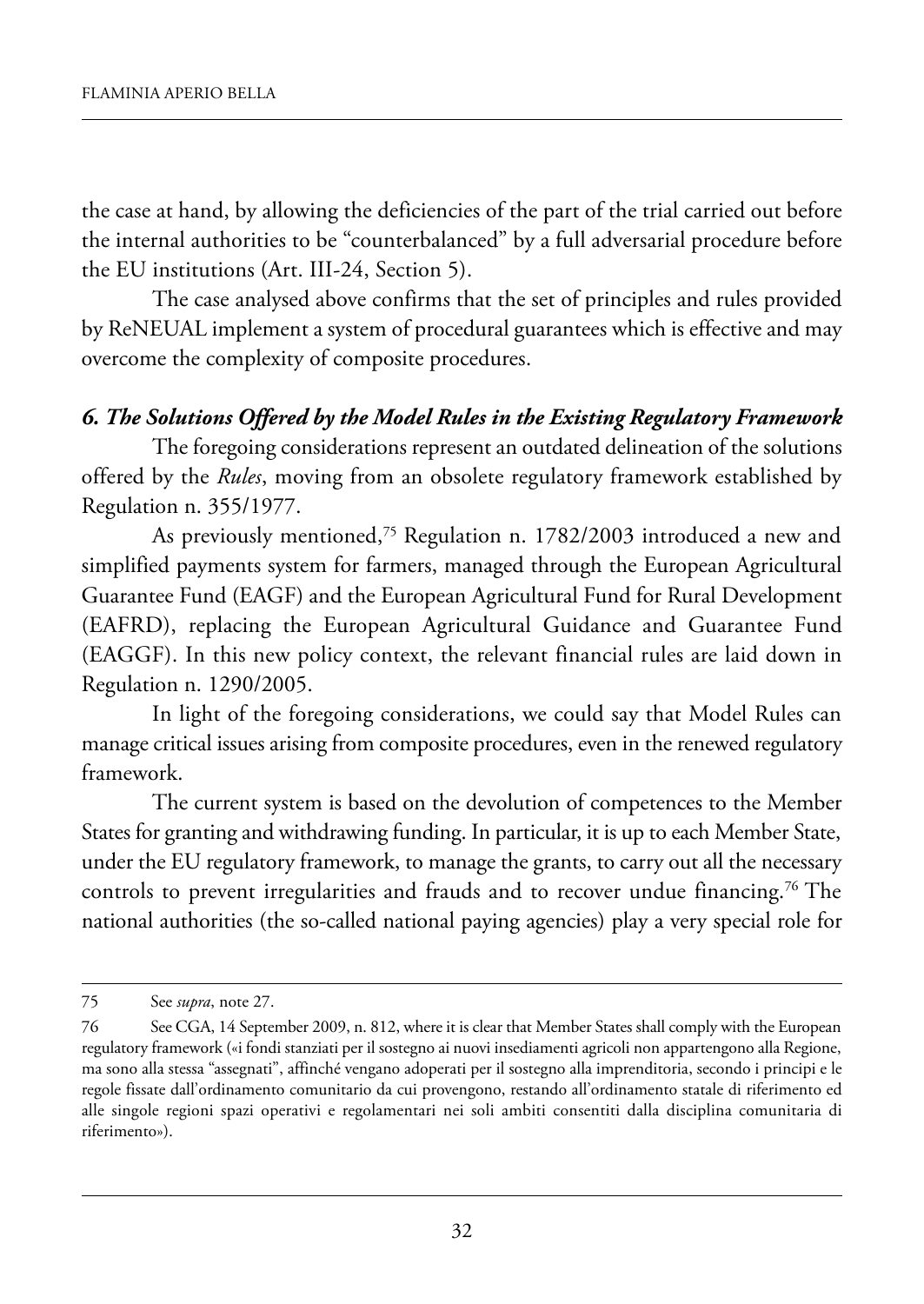the case at hand, by allowing the deficiencies of the part of the trial carried out before the internal authorities to be "counterbalanced" by a full adversarial procedure before the EU institutions (Art. III-24, Section 5).

The case analysed above confirms that the set of principles and rules provided by ReNEUAL implement a system of procedural guarantees which is effective and may overcome the complexity of composite procedures.

### *6. The Solutions Offered by the Model Rules in the Existing Regulatory Framework*

The foregoing considerations represent an outdated delineation of the solutions offered by the *Rules*, moving from an obsolete regulatory framework established by Regulation n. 355/1977.

As previously mentioned,[75] Regulation n. 1782/2003 introduced a new and simplified payments system for farmers, managed through the European Agricultural Guarantee Fund (EAGF) and the European Agricultural Fund for Rural Development (EAFRD), replacing the European Agricultural Guidance and Guarantee Fund (EAGGF). In this new policy context, the relevant financial rules are laid down in Regulation n. 1290/2005.

In light of the foregoing considerations, we could say that Model Rules can manage critical issues arising from composite procedures, even in the renewed regulatory framework.

The current system is based on the devolution of competences to the Member States for granting and withdrawing funding. In particular, it is up to each Member State, under the EU regulatory framework, to manage the grants, to carry out all the necessary controls to prevent irregularities and frauds and to recover undue financing.[76] The national authorities (the so-called national paying agencies) play a very special role for

---

75 See *supra*, note 27.

76 See CGA, 14 September 2009, n. 812, where it is clear that Member States shall comply with the European regulatory framework («i fondi stanziati per il sostegno ai nuovi insediamenti agricoli non appartengono alla Regione, ma sono alla stessa "assegnati", affinché vengano adoperati per il sostegno alla imprenditoria, secondo i principi e le regole fissate dall'ordinamento comunitario da cui provengono, restando all'ordinamento statale di riferimento ed alle singole regioni spazi operativi e regolamentari nei soli ambiti consentiti dalla disciplina comunitaria di riferimento»).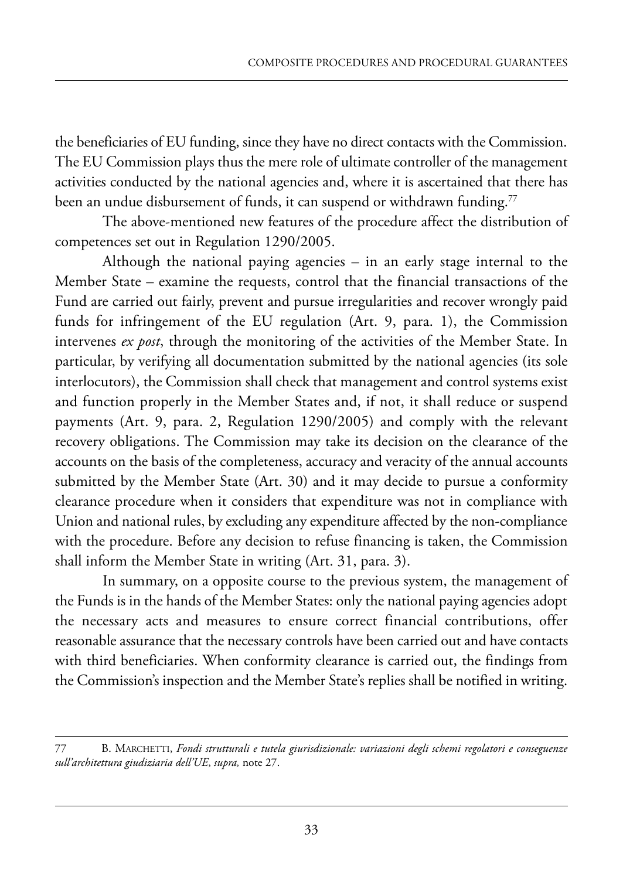the beneficiaries of EU funding, since they have no direct contacts with the Commission. The EU Commission plays thus the mere role of ultimate controller of the management activities conducted by the national agencies and, where it is ascertained that there has been an undue disbursement of funds, it can suspend or withdrawn funding.[77]

The above-mentioned new features of the procedure affect the distribution of competences set out in Regulation 1290/2005.

Although the national paying agencies – in an early stage internal to the Member State – examine the requests, control that the financial transactions of the Fund are carried out fairly, prevent and pursue irregularities and recover wrongly paid funds for infringement of the EU regulation (Art. 9, para. 1), the Commission intervenes *ex post*, through the monitoring of the activities of the Member State. In particular, by verifying all documentation submitted by the national agencies (its sole interlocutors), the Commission shall check that management and control systems exist and function properly in the Member States and, if not, it shall reduce or suspend payments (Art. 9, para. 2, Regulation 1290/2005) and comply with the relevant recovery obligations. The Commission may take its decision on the clearance of the accounts on the basis of the completeness, accuracy and veracity of the annual accounts submitted by the Member State (Art. 30) and it may decide to pursue a conformity clearance procedure when it considers that expenditure was not in compliance with Union and national rules, by excluding any expenditure affected by the non-compliance with the procedure. Before any decision to refuse financing is taken, the Commission shall inform the Member State in writing (Art. 31, para. 3).

In summary, on a opposite course to the previous system, the management of the Funds is in the hands of the Member States: only the national paying agencies adopt the necessary acts and measures to ensure correct financial contributions, offer reasonable assurance that the necessary controls have been carried out and have contacts with third beneficiaries. When conformity clearance is carried out, the findings from the Commission's inspection and the Member State's replies shall be notified in writing.

---

77 B. Marchetti, *Fondi strutturali e tutela giurisdizionale: variazioni degli schemi regolatori e conseguenze sull'architettura giudiziaria dell'UE*, *supra,* note 27.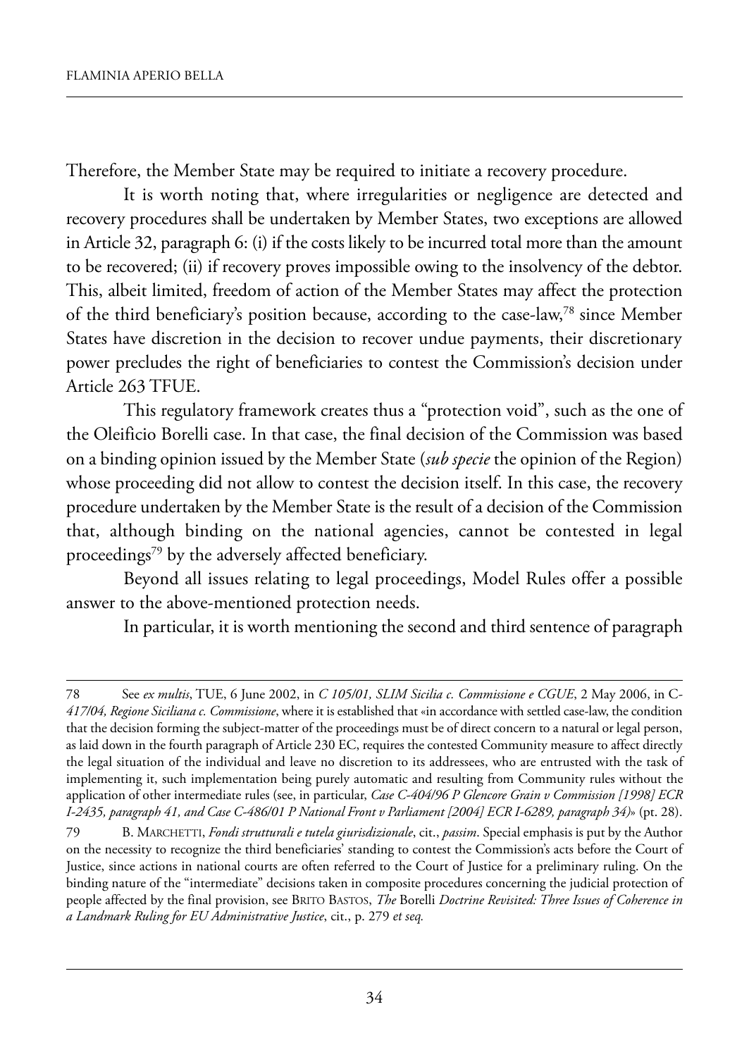Therefore, the Member State may be required to initiate a recovery procedure.

It is worth noting that, where irregularities or negligence are detected and recovery procedures shall be undertaken by Member States, two exceptions are allowed in Article 32, paragraph 6: (i) if the costs likely to be incurred total more than the amount to be recovered; (ii) if recovery proves impossible owing to the insolvency of the debtor. This, albeit limited, freedom of action of the Member States may affect the protection of the third beneficiary's position because, according to the case-law,[78] since Member States have discretion in the decision to recover undue payments, their discretionary power precludes the right of beneficiaries to contest the Commission's decision under Article 263 TFUE.

This regulatory framework creates thus a "protection void", such as the one of the Oleificio Borelli case. In that case, the final decision of the Commission was based on a binding opinion issued by the Member State (*sub specie* the opinion of the Region) whose proceeding did not allow to contest the decision itself. In this case, the recovery procedure undertaken by the Member State is the result of a decision of the Commission that, although binding on the national agencies, cannot be contested in legal proceedings[79] by the adversely affected beneficiary.

Beyond all issues relating to legal proceedings, Model Rules offer a possible answer to the above-mentioned protection needs.

In particular, it is worth mentioning the second and third sentence of paragraph

---

78 See *ex multis*, TUE, 6 June 2002, in *C 105/01, SLIM Sicilia c. Commissione e CGUE*, 2 May 2006, in C-*417/04, Regione Siciliana c. Commissione*, where it is established that «in accordance with settled case-law, the condition that the decision forming the subject-matter of the proceedings must be of direct concern to a natural or legal person, as laid down in the fourth paragraph of Article 230 EC, requires the contested Community measure to affect directly the legal situation of the individual and leave no discretion to its addressees, who are entrusted with the task of implementing it, such implementation being purely automatic and resulting from Community rules without the application of other intermediate rules (see, in particular, *Case C-404/96 P Glencore Grain v Commission [1998] ECR I-2435, paragraph 41, and Case C-486/01 P National Front v Parliament [2004] ECR I-6289, paragraph 34)*» (pt. 28).

79 B. MARCHETTI, *Fondi strutturali e tutela giurisdizionale*, cit., *passim*. Special emphasis is put by the Author on the necessity to recognize the third beneficiaries' standing to contest the Commission's acts before the Court of Justice, since actions in national courts are often referred to the Court of Justice for a preliminary ruling. On the binding nature of the "intermediate" decisions taken in composite procedures concerning the judicial protection of people affected by the final provision, see BRITO BASTOS, *The* Borelli *Doctrine Revisited: Three Issues of Coherence in a Landmark Ruling for EU Administrative Justice*, cit., p. 279 *et seq.*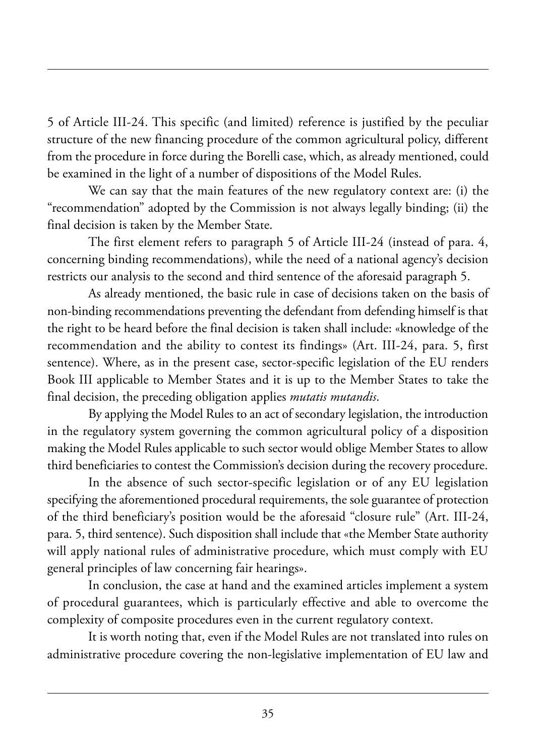5 of Article III-24. This specific (and limited) reference is justified by the peculiar structure of the new financing procedure of the common agricultural policy, different from the procedure in force during the Borelli case, which, as already mentioned, could be examined in the light of a number of dispositions of the Model Rules.

We can say that the main features of the new regulatory context are: (i) the "recommendation" adopted by the Commission is not always legally binding; (ii) the final decision is taken by the Member State.

The first element refers to paragraph 5 of Article III-24 (instead of para. 4, concerning binding recommendations), while the need of a national agency's decision restricts our analysis to the second and third sentence of the aforesaid paragraph 5.

As already mentioned, the basic rule in case of decisions taken on the basis of non-binding recommendations preventing the defendant from defending himself is that the right to be heard before the final decision is taken shall include: «knowledge of the recommendation and the ability to contest its findings» (Art. III-24, para. 5, first sentence). Where, as in the present case, sector-specific legislation of the EU renders Book III applicable to Member States and it is up to the Member States to take the final decision, the preceding obligation applies *mutatis mutandis*.

By applying the Model Rules to an act of secondary legislation, the introduction in the regulatory system governing the common agricultural policy of a disposition making the Model Rules applicable to such sector would oblige Member States to allow third beneficiaries to contest the Commission's decision during the recovery procedure.

In the absence of such sector-specific legislation or of any EU legislation specifying the aforementioned procedural requirements, the sole guarantee of protection of the third beneficiary's position would be the aforesaid "closure rule" (Art. III-24, para. 5, third sentence). Such disposition shall include that «the Member State authority will apply national rules of administrative procedure, which must comply with EU general principles of law concerning fair hearings».

In conclusion, the case at hand and the examined articles implement a system of procedural guarantees, which is particularly effective and able to overcome the complexity of composite procedures even in the current regulatory context.

It is worth noting that, even if the Model Rules are not translated into rules on administrative procedure covering the non-legislative implementation of EU law and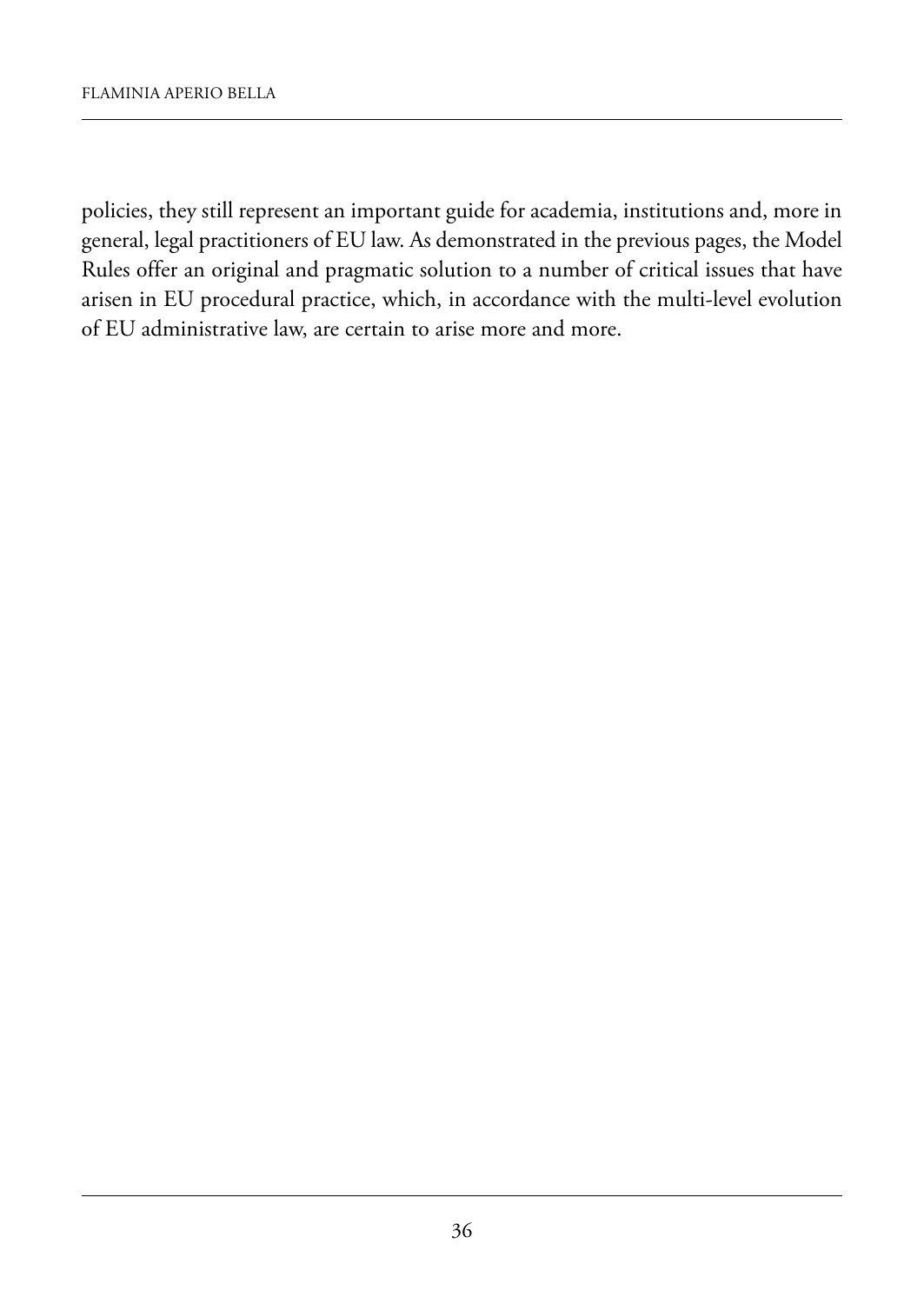policies, they still represent an important guide for academia, institutions and, more in general, legal practitioners of EU law. As demonstrated in the previous pages, the Model Rules offer an original and pragmatic solution to a number of critical issues that have arisen in EU procedural practice, which, in accordance with the multi-level evolution of EU administrative law, are certain to arise more and more.